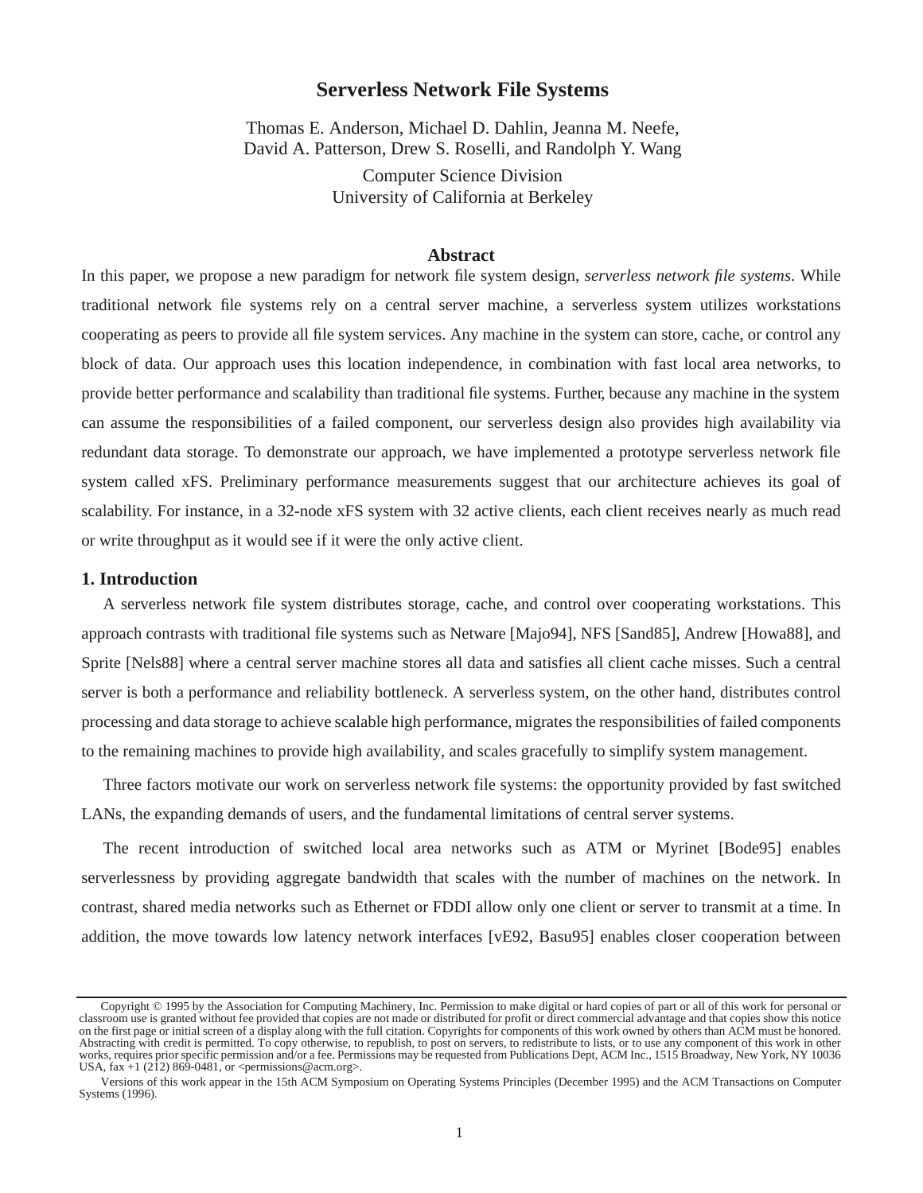# Serverless Network File Systems

Thomas E. Anderson, Michael D. Dahlin, Jeanna M. Neefe,
David A. Patterson, Drew S. Roselli, and Randolph Y. Wang

Computer Science Division
University of California at Berkeley

## Abstract

In this paper, we propose a new paradigm for network file system design, *serverless network file systems*. While traditional network file systems rely on a central server machine, a serverless system utilizes workstations cooperating as peers to provide all file system services. Any machine in the system can store, cache, or control any block of data. Our approach uses this location independence, in combination with fast local area networks, to provide better performance and scalability than traditional file systems. Further, because any machine in the system can assume the responsibilities of a failed component, our serverless design also provides high availability via redundant data storage. To demonstrate our approach, we have implemented a prototype serverless network file system called xFS. Preliminary performance measurements suggest that our architecture achieves its goal of scalability. For instance, in a 32-node xFS system with 32 active clients, each client receives nearly as much read or write throughput as it would see if it were the only active client.

## 1. Introduction

A serverless network file system distributes storage, cache, and control over cooperating workstations. This approach contrasts with traditional file systems such as Netware [Majo94], NFS [Sand85], Andrew [Howa88], and Sprite [Nels88] where a central server machine stores all data and satisfies all client cache misses. Such a central server is both a performance and reliability bottleneck. A serverless system, on the other hand, distributes control processing and data storage to achieve scalable high performance, migrates the responsibilities of failed components to the remaining machines to provide high availability, and scales gracefully to simplify system management.

Three factors motivate our work on serverless network file systems: the opportunity provided by fast switched LANs, the expanding demands of users, and the fundamental limitations of central server systems.

The recent introduction of switched local area networks such as ATM or Myrinet [Bode95] enables serverlessness by providing aggregate bandwidth that scales with the number of machines on the network. In contrast, shared media networks such as Ethernet or FDDI allow only one client or server to transmit at a time. In addition, the move towards low latency network interfaces [vE92, Basu95] enables closer cooperation between

Copyright © 1995 by the Association for Computing Machinery, Inc. Permission to make digital or hard copies of part or all of this work for personal or classroom use is granted without fee provided that copies are not made or distributed for profit or direct commercial advantage and that copies show this notice on the first page or initial screen of a display along with the full citation. Copyrights for components of this work owned by others than ACM must be honored. Abstracting with credit is permitted. To copy otherwise, to republish, to post on servers, to redistribute to lists, or to use any component of this work in other works, requires prior specific permission and/or a fee. Permissions may be requested from Publications Dept, ACM Inc., 1515 Broadway, New York, NY 10036 USA, fax +1 (212) 869-0481, or <permissions@acm.org>.

Versions of this work appear in the 15th ACM Symposium on Operating Systems Principles (December 1995) and the ACM Transactions on Computer Systems (1996).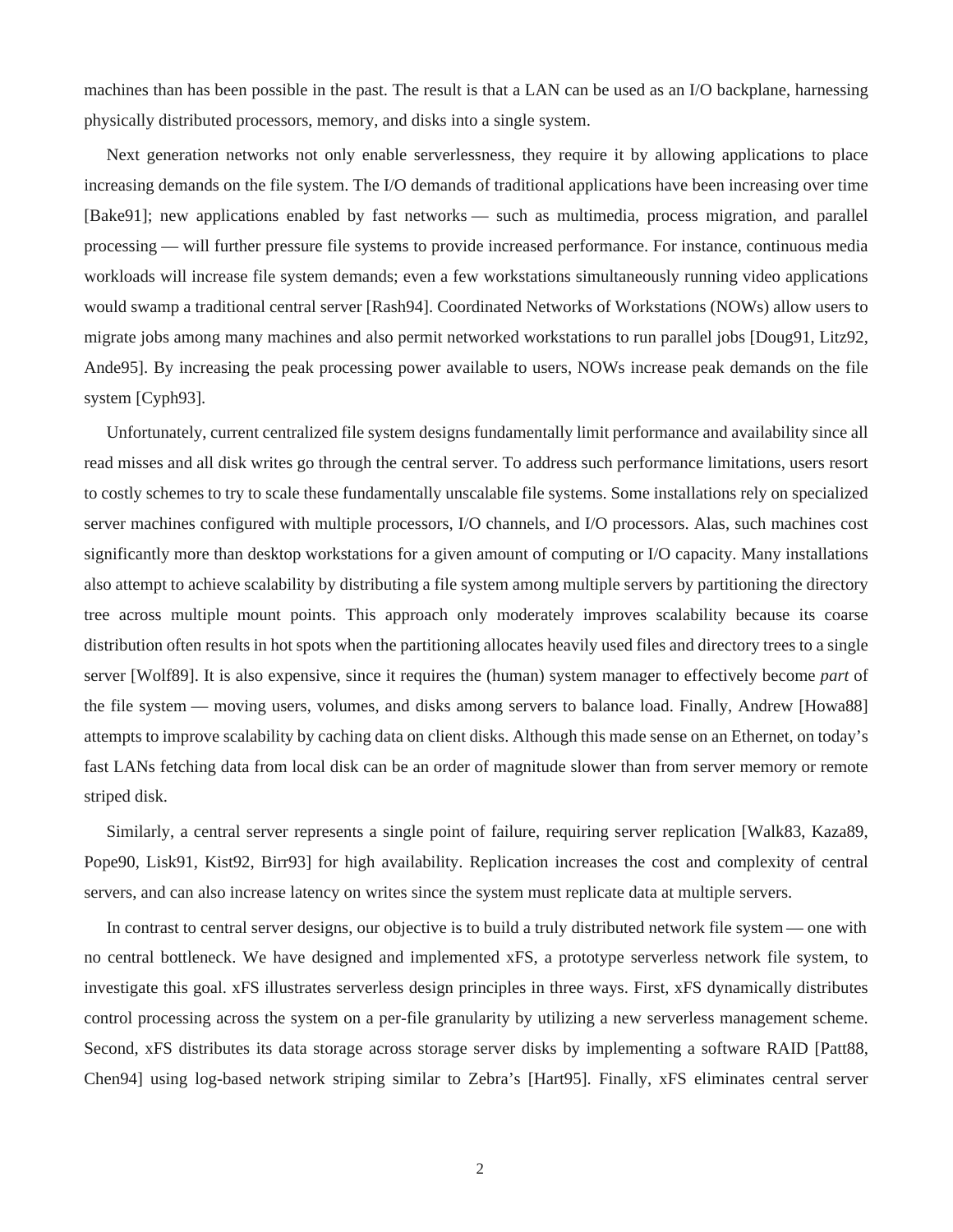machines than has been possible in the past. The result is that a LAN can be used as an I/O backplane, harnessing physically distributed processors, memory, and disks into a single system.

Next generation networks not only enable serverlessness, they require it by allowing applications to place increasing demands on the file system. The I/O demands of traditional applications have been increasing over time [Bake91]; new applications enabled by fast networks — such as multimedia, process migration, and parallel processing — will further pressure file systems to provide increased performance. For instance, continuous media workloads will increase file system demands; even a few workstations simultaneously running video applications would swamp a traditional central server [Rash94]. Coordinated Networks of Workstations (NOWs) allow users to migrate jobs among many machines and also permit networked workstations to run parallel jobs [Doug91, Litz92, Ande95]. By increasing the peak processing power available to users, NOWs increase peak demands on the file system [Cyph93].

Unfortunately, current centralized file system designs fundamentally limit performance and availability since all read misses and all disk writes go through the central server. To address such performance limitations, users resort to costly schemes to try to scale these fundamentally unscalable file systems. Some installations rely on specialized server machines configured with multiple processors, I/O channels, and I/O processors. Alas, such machines cost significantly more than desktop workstations for a given amount of computing or I/O capacity. Many installations also attempt to achieve scalability by distributing a file system among multiple servers by partitioning the directory tree across multiple mount points. This approach only moderately improves scalability because its coarse distribution often results in hot spots when the partitioning allocates heavily used files and directory trees to a single server [Wolf89]. It is also expensive, since it requires the (human) system manager to effectively become *part* of the file system — moving users, volumes, and disks among servers to balance load. Finally, Andrew [Howa88] attempts to improve scalability by caching data on client disks. Although this made sense on an Ethernet, on today's fast LANs fetching data from local disk can be an order of magnitude slower than from server memory or remote striped disk.

Similarly, a central server represents a single point of failure, requiring server replication [Walk83, Kaza89, Pope90, Lisk91, Kist92, Birr93] for high availability. Replication increases the cost and complexity of central servers, and can also increase latency on writes since the system must replicate data at multiple servers.

In contrast to central server designs, our objective is to build a truly distributed network file system — one with no central bottleneck. We have designed and implemented xFS, a prototype serverless network file system, to investigate this goal. xFS illustrates serverless design principles in three ways. First, xFS dynamically distributes control processing across the system on a per-file granularity by utilizing a new serverless management scheme. Second, xFS distributes its data storage across storage server disks by implementing a software RAID [Patt88, Chen94] using log-based network striping similar to Zebra's [Hart95]. Finally, xFS eliminates central server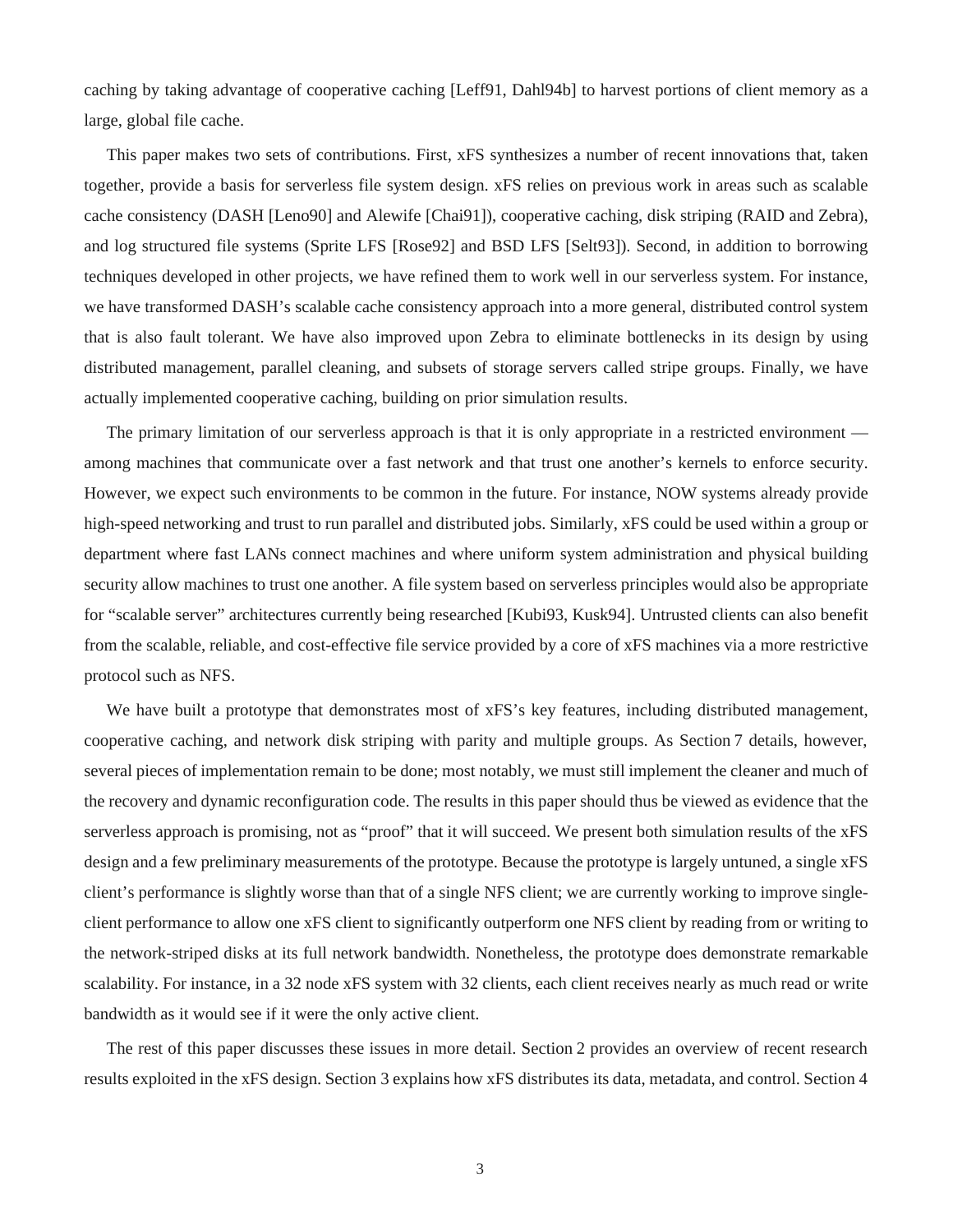caching by taking advantage of cooperative caching [Leff91, Dahl94b] to harvest portions of client memory as a large, global file cache.

This paper makes two sets of contributions. First, xFS synthesizes a number of recent innovations that, taken together, provide a basis for serverless file system design. xFS relies on previous work in areas such as scalable cache consistency (DASH [Leno90] and Alewife [Chai91]), cooperative caching, disk striping (RAID and Zebra), and log structured file systems (Sprite LFS [Rose92] and BSD LFS [Selt93]). Second, in addition to borrowing techniques developed in other projects, we have refined them to work well in our serverless system. For instance, we have transformed DASH's scalable cache consistency approach into a more general, distributed control system that is also fault tolerant. We have also improved upon Zebra to eliminate bottlenecks in its design by using distributed management, parallel cleaning, and subsets of storage servers called stripe groups. Finally, we have actually implemented cooperative caching, building on prior simulation results.

The primary limitation of our serverless approach is that it is only appropriate in a restricted environment — among machines that communicate over a fast network and that trust one another's kernels to enforce security. However, we expect such environments to be common in the future. For instance, NOW systems already provide high-speed networking and trust to run parallel and distributed jobs. Similarly, xFS could be used within a group or department where fast LANs connect machines and where uniform system administration and physical building security allow machines to trust one another. A file system based on serverless principles would also be appropriate for "scalable server" architectures currently being researched [Kubi93, Kusk94]. Untrusted clients can also benefit from the scalable, reliable, and cost-effective file service provided by a core of xFS machines via a more restrictive protocol such as NFS.

We have built a prototype that demonstrates most of xFS's key features, including distributed management, cooperative caching, and network disk striping with parity and multiple groups. As Section 7 details, however, several pieces of implementation remain to be done; most notably, we must still implement the cleaner and much of the recovery and dynamic reconfiguration code. The results in this paper should thus be viewed as evidence that the serverless approach is promising, not as "proof" that it will succeed. We present both simulation results of the xFS design and a few preliminary measurements of the prototype. Because the prototype is largely untuned, a single xFS client's performance is slightly worse than that of a single NFS client; we are currently working to improve single-client performance to allow one xFS client to significantly outperform one NFS client by reading from or writing to the network-striped disks at its full network bandwidth. Nonetheless, the prototype does demonstrate remarkable scalability. For instance, in a 32 node xFS system with 32 clients, each client receives nearly as much read or write bandwidth as it would see if it were the only active client.

The rest of this paper discusses these issues in more detail. Section 2 provides an overview of recent research results exploited in the xFS design. Section 3 explains how xFS distributes its data, metadata, and control. Section 4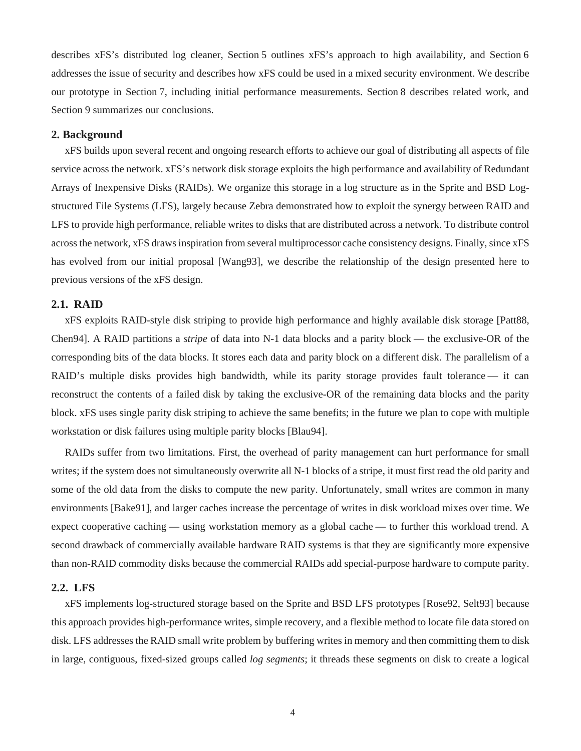describes xFS's distributed log cleaner, Section 5 outlines xFS's approach to high availability, and Section 6 addresses the issue of security and describes how xFS could be used in a mixed security environment. We describe our prototype in Section 7, including initial performance measurements. Section 8 describes related work, and Section 9 summarizes our conclusions.

## 2. Background

xFS builds upon several recent and ongoing research efforts to achieve our goal of distributing all aspects of file service across the network. xFS's network disk storage exploits the high performance and availability of Redundant Arrays of Inexpensive Disks (RAIDs). We organize this storage in a log structure as in the Sprite and BSD Log-structured File Systems (LFS), largely because Zebra demonstrated how to exploit the synergy between RAID and LFS to provide high performance, reliable writes to disks that are distributed across a network. To distribute control across the network, xFS draws inspiration from several multiprocessor cache consistency designs. Finally, since xFS has evolved from our initial proposal [Wang93], we describe the relationship of the design presented here to previous versions of the xFS design.

### 2.1. RAID

xFS exploits RAID-style disk striping to provide high performance and highly available disk storage [Patt88, Chen94]. A RAID partitions a *stripe* of data into N-1 data blocks and a parity block — the exclusive-OR of the corresponding bits of the data blocks. It stores each data and parity block on a different disk. The parallelism of a RAID's multiple disks provides high bandwidth, while its parity storage provides fault tolerance — it can reconstruct the contents of a failed disk by taking the exclusive-OR of the remaining data blocks and the parity block. xFS uses single parity disk striping to achieve the same benefits; in the future we plan to cope with multiple workstation or disk failures using multiple parity blocks [Blau94].

RAIDs suffer from two limitations. First, the overhead of parity management can hurt performance for small writes; if the system does not simultaneously overwrite all N-1 blocks of a stripe, it must first read the old parity and some of the old data from the disks to compute the new parity. Unfortunately, small writes are common in many environments [Bake91], and larger caches increase the percentage of writes in disk workload mixes over time. We expect cooperative caching — using workstation memory as a global cache — to further this workload trend. A second drawback of commercially available hardware RAID systems is that they are significantly more expensive than non-RAID commodity disks because the commercial RAIDs add special-purpose hardware to compute parity.

### 2.2. LFS

xFS implements log-structured storage based on the Sprite and BSD LFS prototypes [Rose92, Selt93] because this approach provides high-performance writes, simple recovery, and a flexible method to locate file data stored on disk. LFS addresses the RAID small write problem by buffering writes in memory and then committing them to disk in large, contiguous, fixed-sized groups called *log segments*; it threads these segments on disk to create a logical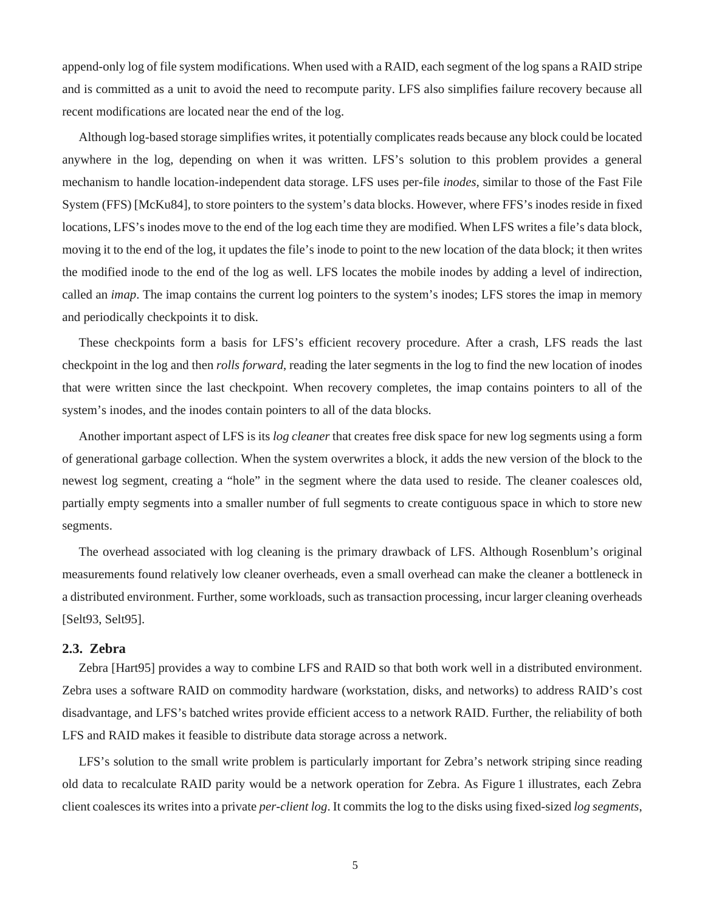append-only log of file system modifications. When used with a RAID, each segment of the log spans a RAID stripe and is committed as a unit to avoid the need to recompute parity. LFS also simplifies failure recovery because all recent modifications are located near the end of the log.

Although log-based storage simplifies writes, it potentially complicates reads because any block could be located anywhere in the log, depending on when it was written. LFS's solution to this problem provides a general mechanism to handle location-independent data storage. LFS uses per-file *inodes*, similar to those of the Fast File System (FFS) [McKu84], to store pointers to the system's data blocks. However, where FFS's inodes reside in fixed locations, LFS's inodes move to the end of the log each time they are modified. When LFS writes a file's data block, moving it to the end of the log, it updates the file's inode to point to the new location of the data block; it then writes the modified inode to the end of the log as well. LFS locates the mobile inodes by adding a level of indirection, called an *imap*. The imap contains the current log pointers to the system's inodes; LFS stores the imap in memory and periodically checkpoints it to disk.

These checkpoints form a basis for LFS's efficient recovery procedure. After a crash, LFS reads the last checkpoint in the log and then *rolls forward*, reading the later segments in the log to find the new location of inodes that were written since the last checkpoint. When recovery completes, the imap contains pointers to all of the system's inodes, and the inodes contain pointers to all of the data blocks.

Another important aspect of LFS is its *log cleaner* that creates free disk space for new log segments using a form of generational garbage collection. When the system overwrites a block, it adds the new version of the block to the newest log segment, creating a "hole" in the segment where the data used to reside. The cleaner coalesces old, partially empty segments into a smaller number of full segments to create contiguous space in which to store new segments.

The overhead associated with log cleaning is the primary drawback of LFS. Although Rosenblum's original measurements found relatively low cleaner overheads, even a small overhead can make the cleaner a bottleneck in a distributed environment. Further, some workloads, such as transaction processing, incur larger cleaning overheads [Selt93, Selt95].

### 2.3. Zebra

Zebra [Hart95] provides a way to combine LFS and RAID so that both work well in a distributed environment. Zebra uses a software RAID on commodity hardware (workstation, disks, and networks) to address RAID's cost disadvantage, and LFS's batched writes provide efficient access to a network RAID. Further, the reliability of both LFS and RAID makes it feasible to distribute data storage across a network.

LFS's solution to the small write problem is particularly important for Zebra's network striping since reading old data to recalculate RAID parity would be a network operation for Zebra. As Figure 1 illustrates, each Zebra client coalesces its writes into a private *per-client log*. It commits the log to the disks using fixed-sized *log segments*,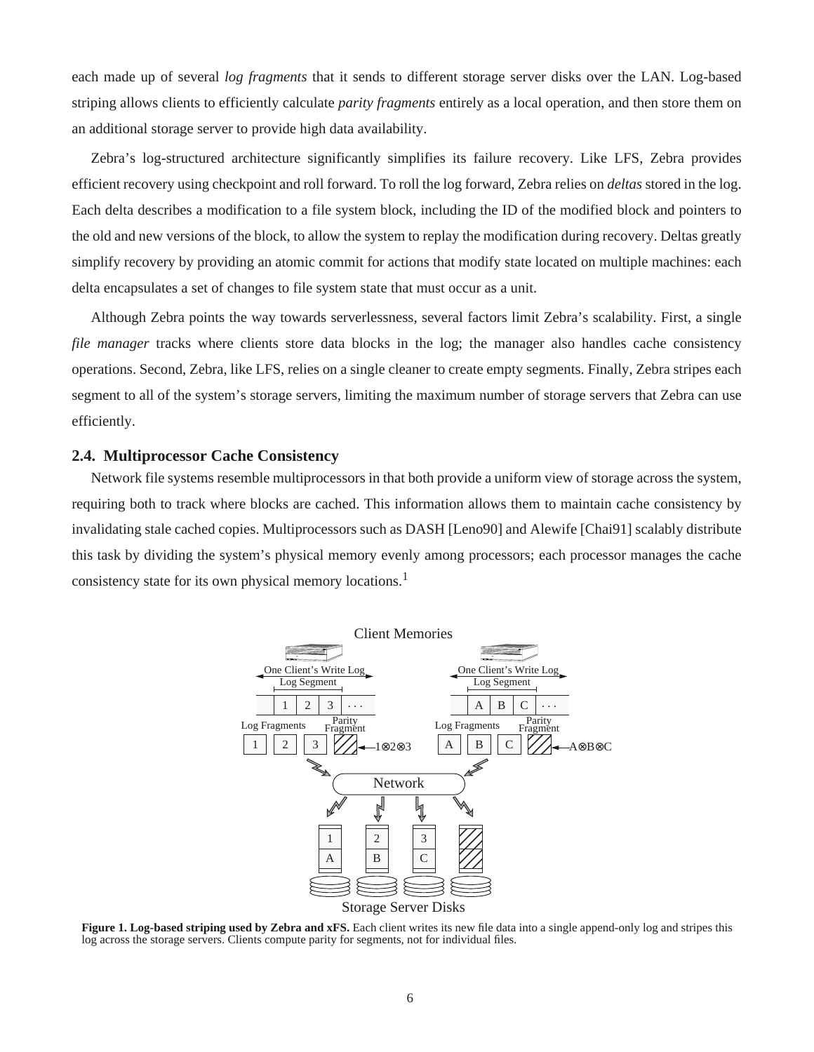each made up of several *log fragments* that it sends to different storage server disks over the LAN. Log-based striping allows clients to efficiently calculate *parity fragments* entirely as a local operation, and then store them on an additional storage server to provide high data availability.

Zebra's log-structured architecture significantly simplifies its failure recovery. Like LFS, Zebra provides efficient recovery using checkpoint and roll forward. To roll the log forward, Zebra relies on *deltas* stored in the log. Each delta describes a modification to a file system block, including the ID of the modified block and pointers to the old and new versions of the block, to allow the system to replay the modification during recovery. Deltas greatly simplify recovery by providing an atomic commit for actions that modify state located on multiple machines: each delta encapsulates a set of changes to file system state that must occur as a unit.

Although Zebra points the way towards serverlessness, several factors limit Zebra's scalability. First, a single *file manager* tracks where clients store data blocks in the log; the manager also handles cache consistency operations. Second, Zebra, like LFS, relies on a single cleaner to create empty segments. Finally, Zebra stripes each segment to all of the system's storage servers, limiting the maximum number of storage servers that Zebra can use efficiently.

### 2.4. Multiprocessor Cache Consistency

Network file systems resemble multiprocessors in that both provide a uniform view of storage across the system, requiring both to track where blocks are cached. This information allows them to maintain cache consistency by invalidating stale cached copies. Multiprocessors such as DASH [Leno90] and Alewife [Chai91] scalably distribute this task by dividing the system's physical memory evenly among processors; each processor manages the cache consistency state for its own physical memory locations.[1]

Client Memories

One Client's Write Log

Log Segment

1 2 3 . . .

Log Fragments

Parity Fragment

1 2 3

1⊗2⊗3

One Client's Write Log

Log Segment

A B C . . .

Log Fragments

Parity Fragment

A B C

A⊗B⊗C

Network

1 A

2 B

3 C

Storage Server Disks

**Figure 1. Log-based striping used by Zebra and xFS.** Each client writes its new file data into a single append-only log and stripes this log across the storage servers. Clients compute parity for segments, not for individual files.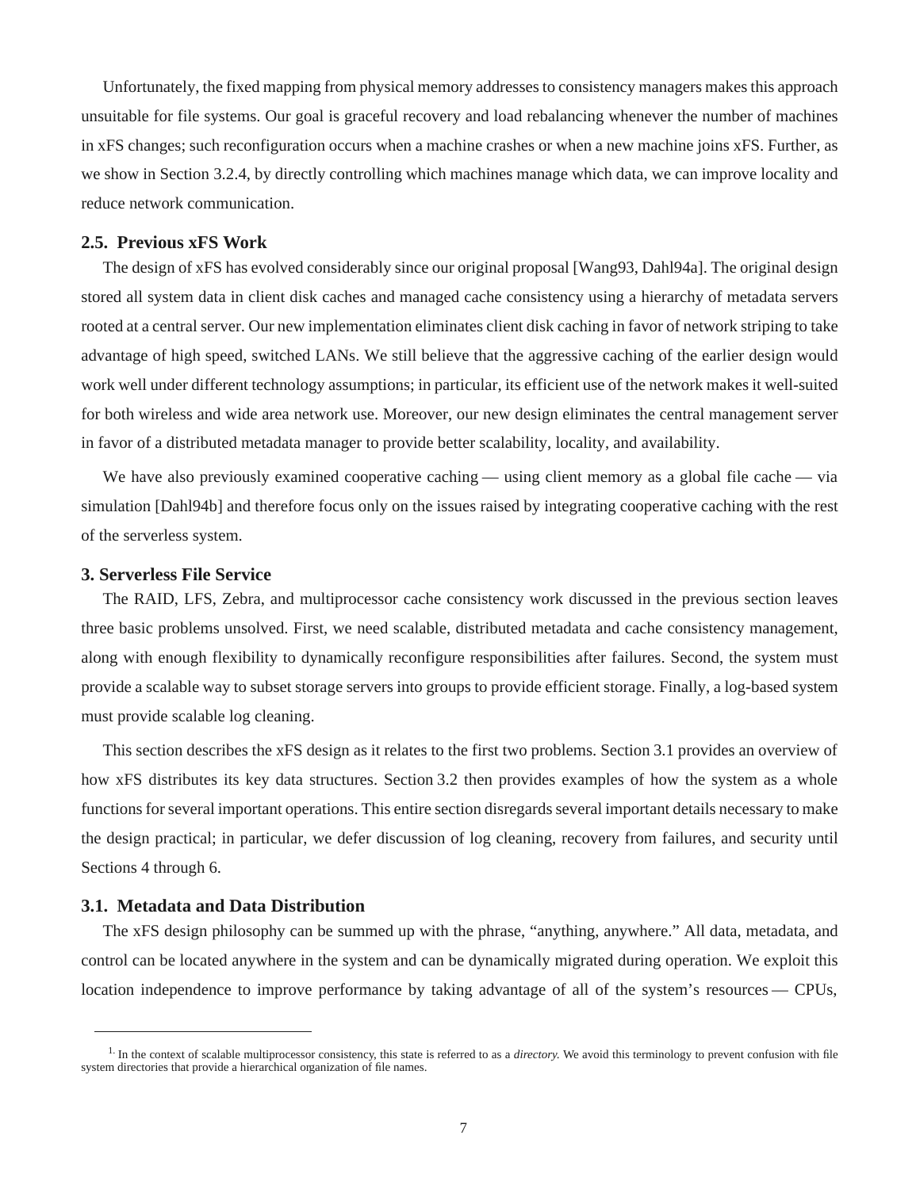Unfortunately, the fixed mapping from physical memory addresses to consistency managers makes this approach unsuitable for file systems. Our goal is graceful recovery and load rebalancing whenever the number of machines in xFS changes; such reconfiguration occurs when a machine crashes or when a new machine joins xFS. Further, as we show in Section 3.2.4, by directly controlling which machines manage which data, we can improve locality and reduce network communication.

### 2.5. Previous xFS Work

The design of xFS has evolved considerably since our original proposal [Wang93, Dahl94a]. The original design stored all system data in client disk caches and managed cache consistency using a hierarchy of metadata servers rooted at a central server. Our new implementation eliminates client disk caching in favor of network striping to take advantage of high speed, switched LANs. We still believe that the aggressive caching of the earlier design would work well under different technology assumptions; in particular, its efficient use of the network makes it well-suited for both wireless and wide area network use. Moreover, our new design eliminates the central management server in favor of a distributed metadata manager to provide better scalability, locality, and availability.

We have also previously examined cooperative caching — using client memory as a global file cache — via simulation [Dahl94b] and therefore focus only on the issues raised by integrating cooperative caching with the rest of the serverless system.

## 3. Serverless File Service

The RAID, LFS, Zebra, and multiprocessor cache consistency work discussed in the previous section leaves three basic problems unsolved. First, we need scalable, distributed metadata and cache consistency management, along with enough flexibility to dynamically reconfigure responsibilities after failures. Second, the system must provide a scalable way to subset storage servers into groups to provide efficient storage. Finally, a log-based system must provide scalable log cleaning.

This section describes the xFS design as it relates to the first two problems. Section 3.1 provides an overview of how xFS distributes its key data structures. Section 3.2 then provides examples of how the system as a whole functions for several important operations. This entire section disregards several important details necessary to make the design practical; in particular, we defer discussion of log cleaning, recovery from failures, and security until Sections 4 through 6.

### 3.1. Metadata and Data Distribution

The xFS design philosophy can be summed up with the phrase, "anything, anywhere." All data, metadata, and control can be located anywhere in the system and can be dynamically migrated during operation. We exploit this location independence to improve performance by taking advantage of all of the system's resources — CPUs,

---

[1] In the context of scalable multiprocessor consistency, this state is referred to as a *directory*. We avoid this terminology to prevent confusion with file system directories that provide a hierarchical organization of file names.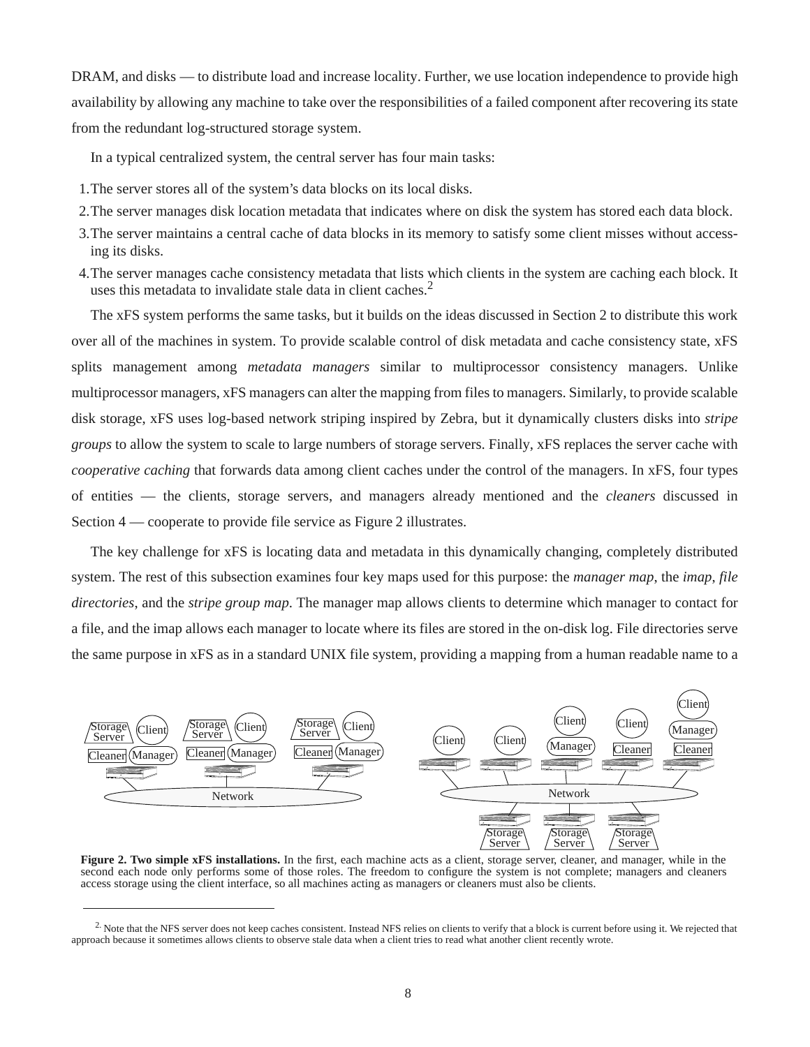DRAM, and disks — to distribute load and increase locality. Further, we use location independence to provide high availability by allowing any machine to take over the responsibilities of a failed component after recovering its state from the redundant log-structured storage system.

In a typical centralized system, the central server has four main tasks:

1. The server stores all of the system's data blocks on its local disks.
2. The server manages disk location metadata that indicates where on disk the system has stored each data block.
3. The server maintains a central cache of data blocks in its memory to satisfy some client misses without accessing its disks.
4. The server manages cache consistency metadata that lists which clients in the system are caching each block. It uses this metadata to invalidate stale data in client caches.[2]

The xFS system performs the same tasks, but it builds on the ideas discussed in Section 2 to distribute this work over all of the machines in system. To provide scalable control of disk metadata and cache consistency state, xFS splits management among *metadata managers* similar to multiprocessor consistency managers. Unlike multiprocessor managers, xFS managers can alter the mapping from files to managers. Similarly, to provide scalable disk storage, xFS uses log-based network striping inspired by Zebra, but it dynamically clusters disks into *stripe groups* to allow the system to scale to large numbers of storage servers. Finally, xFS replaces the server cache with *cooperative caching* that forwards data among client caches under the control of the managers. In xFS, four types of entities — the clients, storage servers, and managers already mentioned and the *cleaners* discussed in Section 4 — cooperate to provide file service as Figure 2 illustrates.

The key challenge for xFS is locating data and metadata in this dynamically changing, completely distributed system. The rest of this subsection examines four key maps used for this purpose: the *manager map*, the *imap*, *file directories*, and the *stripe group map*. The manager map allows clients to determine which manager to contact for a file, and the imap allows each manager to locate where its files are stored in the on-disk log. File directories serve the same purpose in xFS as in a standard UNIX file system, providing a mapping from a human readable name to a

**Figure 2. Two simple xFS installations.** In the first, each machine acts as a client, storage server, cleaner, and manager, while in the second each node only performs some of those roles. The freedom to configure the system is not complete; managers and cleaners access storage using the client interface, so all machines acting as managers or cleaners must also be clients.

[2] Note that the NFS server does not keep caches consistent. Instead NFS relies on clients to verify that a block is current before using it. We rejected that approach because it sometimes allows clients to observe stale data when a client tries to read what another client recently wrote.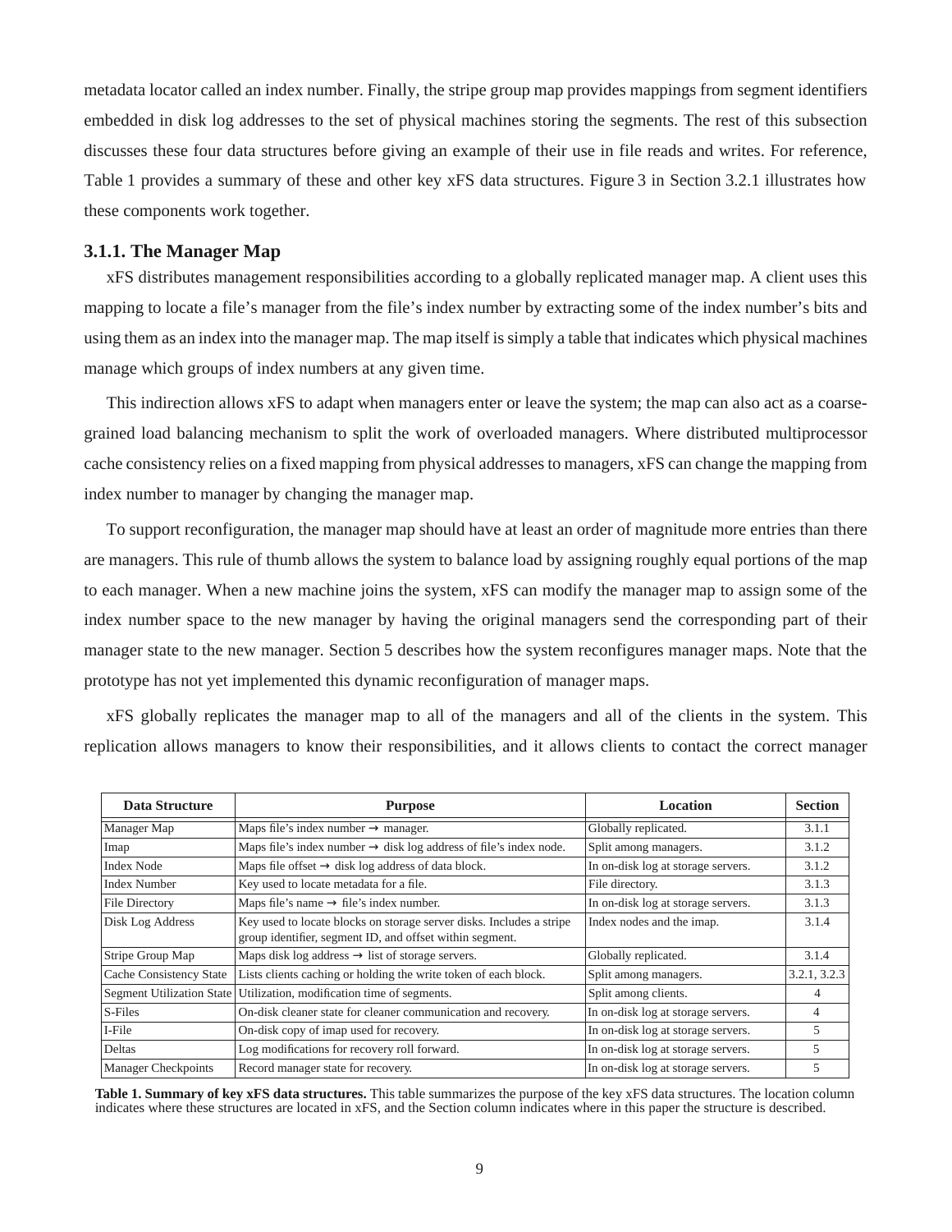metadata locator called an index number. Finally, the stripe group map provides mappings from segment identifiers embedded in disk log addresses to the set of physical machines storing the segments. The rest of this subsection discusses these four data structures before giving an example of their use in file reads and writes. For reference, Table 1 provides a summary of these and other key xFS data structures. Figure 3 in Section 3.2.1 illustrates how these components work together.

### 3.1.1. The Manager Map

xFS distributes management responsibilities according to a globally replicated manager map. A client uses this mapping to locate a file's manager from the file's index number by extracting some of the index number's bits and using them as an index into the manager map. The map itself is simply a table that indicates which physical machines manage which groups of index numbers at any given time.

This indirection allows xFS to adapt when managers enter or leave the system; the map can also act as a coarse-grained load balancing mechanism to split the work of overloaded managers. Where distributed multiprocessor cache consistency relies on a fixed mapping from physical addresses to managers, xFS can change the mapping from index number to manager by changing the manager map.

To support reconfiguration, the manager map should have at least an order of magnitude more entries than there are managers. This rule of thumb allows the system to balance load by assigning roughly equal portions of the map to each manager. When a new machine joins the system, xFS can modify the manager map to assign some of the index number space to the new manager by having the original managers send the corresponding part of their manager state to the new manager. Section 5 describes how the system reconfigures manager maps. Note that the prototype has not yet implemented this dynamic reconfiguration of manager maps.

xFS globally replicates the manager map to all of the managers and all of the clients in the system. This replication allows managers to know their responsibilities, and it allows clients to contact the correct manager

| Data Structure | Purpose | Location | Section |
|---|---|---|---|
| Manager Map | Maps file's index number → manager. | Globally replicated. | 3.1.1 |
| Imap | Maps file's index number → disk log address of file's index node. | Split among managers. | 3.1.2 |
| Index Node | Maps file offset → disk log address of data block. | In on-disk log at storage servers. | 3.1.2 |
| Index Number | Key used to locate metadata for a file. | File directory. | 3.1.3 |
| File Directory | Maps file's name → file's index number. | In on-disk log at storage servers. | 3.1.3 |
| Disk Log Address | Key used to locate blocks on storage server disks. Includes a stripe group identifier, segment ID, and offset within segment. | Index nodes and the imap. | 3.1.4 |
| Stripe Group Map | Maps disk log address → list of storage servers. | Globally replicated. | 3.1.4 |
| Cache Consistency State | Lists clients caching or holding the write token of each block. | Split among managers. | 3.2.1, 3.2.3 |
| Segment Utilization State | Utilization, modification time of segments. | Split among clients. | 4 |
| S-Files | On-disk cleaner state for cleaner communication and recovery. | In on-disk log at storage servers. | 4 |
| I-File | On-disk copy of imap used for recovery. | In on-disk log at storage servers. | 5 |
| Deltas | Log modifications for recovery roll forward. | In on-disk log at storage servers. | 5 |
| Manager Checkpoints | Record manager state for recovery. | In on-disk log at storage servers. | 5 |

**Table 1. Summary of key xFS data structures.** This table summarizes the purpose of the key xFS data structures. The location column indicates where these structures are located in xFS, and the Section column indicates where in this paper the structure is described.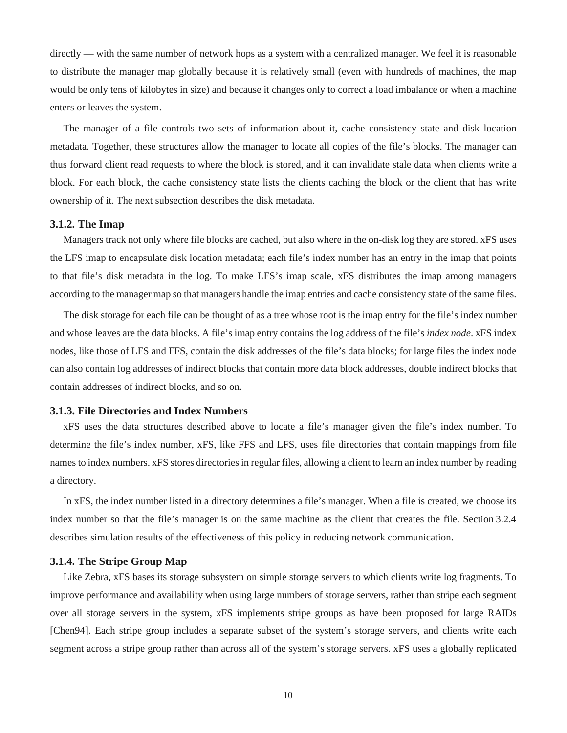directly — with the same number of network hops as a system with a centralized manager. We feel it is reasonable to distribute the manager map globally because it is relatively small (even with hundreds of machines, the map would be only tens of kilobytes in size) and because it changes only to correct a load imbalance or when a machine enters or leaves the system.

The manager of a file controls two sets of information about it, cache consistency state and disk location metadata. Together, these structures allow the manager to locate all copies of the file's blocks. The manager can thus forward client read requests to where the block is stored, and it can invalidate stale data when clients write a block. For each block, the cache consistency state lists the clients caching the block or the client that has write ownership of it. The next subsection describes the disk metadata.

### 3.1.2. The Imap

Managers track not only where file blocks are cached, but also where in the on-disk log they are stored. xFS uses the LFS imap to encapsulate disk location metadata; each file's index number has an entry in the imap that points to that file's disk metadata in the log. To make LFS's imap scale, xFS distributes the imap among managers according to the manager map so that managers handle the imap entries and cache consistency state of the same files.

The disk storage for each file can be thought of as a tree whose root is the imap entry for the file's index number and whose leaves are the data blocks. A file's imap entry contains the log address of the file's *index node*. xFS index nodes, like those of LFS and FFS, contain the disk addresses of the file's data blocks; for large files the index node can also contain log addresses of indirect blocks that contain more data block addresses, double indirect blocks that contain addresses of indirect blocks, and so on.

### 3.1.3. File Directories and Index Numbers

xFS uses the data structures described above to locate a file's manager given the file's index number. To determine the file's index number, xFS, like FFS and LFS, uses file directories that contain mappings from file names to index numbers. xFS stores directories in regular files, allowing a client to learn an index number by reading a directory.

In xFS, the index number listed in a directory determines a file's manager. When a file is created, we choose its index number so that the file's manager is on the same machine as the client that creates the file. Section 3.2.4 describes simulation results of the effectiveness of this policy in reducing network communication.

### 3.1.4. The Stripe Group Map

Like Zebra, xFS bases its storage subsystem on simple storage servers to which clients write log fragments. To improve performance and availability when using large numbers of storage servers, rather than stripe each segment over all storage servers in the system, xFS implements stripe groups as have been proposed for large RAIDs [Chen94]. Each stripe group includes a separate subset of the system's storage servers, and clients write each segment across a stripe group rather than across all of the system's storage servers. xFS uses a globally replicated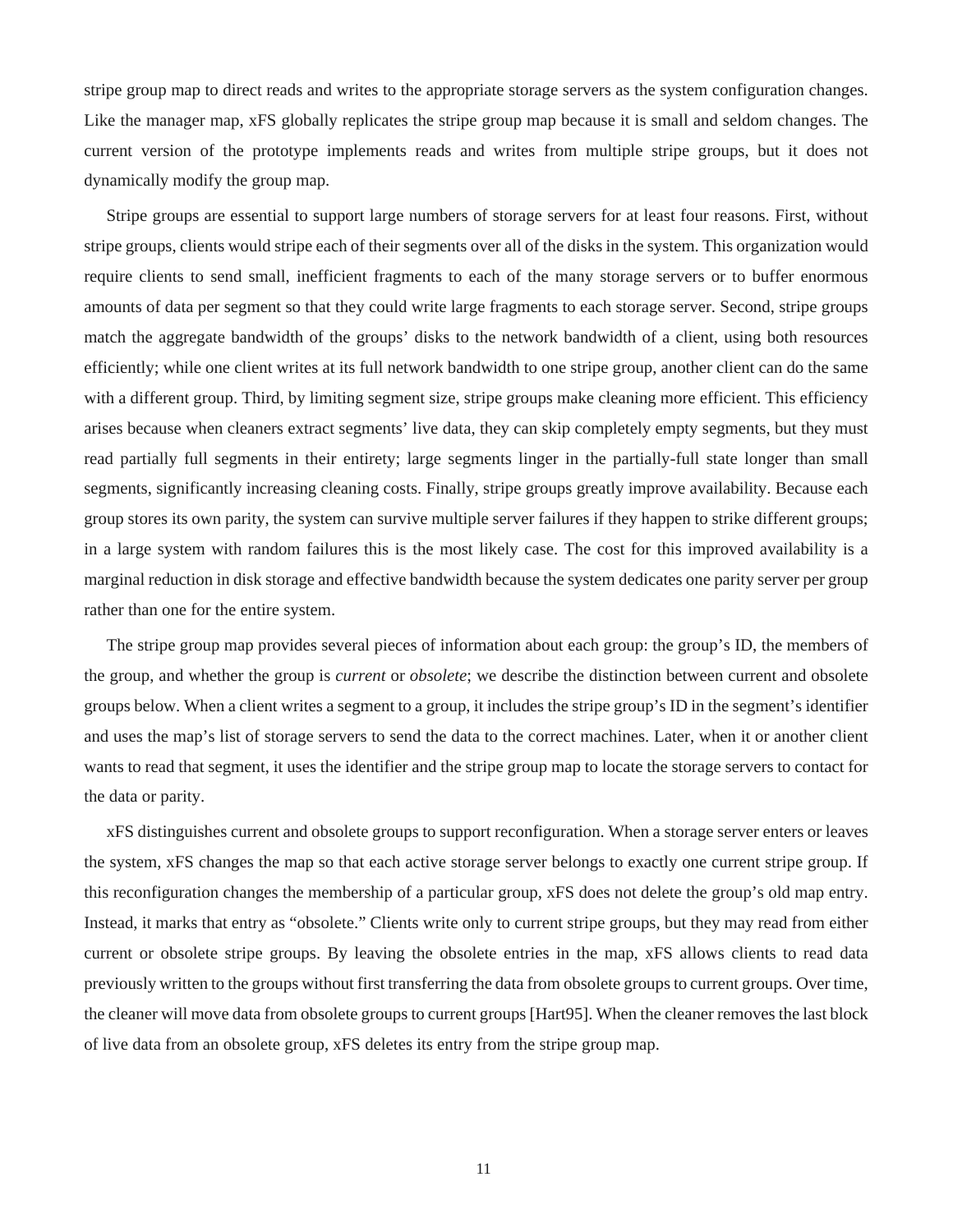stripe group map to direct reads and writes to the appropriate storage servers as the system configuration changes. Like the manager map, xFS globally replicates the stripe group map because it is small and seldom changes. The current version of the prototype implements reads and writes from multiple stripe groups, but it does not dynamically modify the group map.

Stripe groups are essential to support large numbers of storage servers for at least four reasons. First, without stripe groups, clients would stripe each of their segments over all of the disks in the system. This organization would require clients to send small, inefficient fragments to each of the many storage servers or to buffer enormous amounts of data per segment so that they could write large fragments to each storage server. Second, stripe groups match the aggregate bandwidth of the groups' disks to the network bandwidth of a client, using both resources efficiently; while one client writes at its full network bandwidth to one stripe group, another client can do the same with a different group. Third, by limiting segment size, stripe groups make cleaning more efficient. This efficiency arises because when cleaners extract segments' live data, they can skip completely empty segments, but they must read partially full segments in their entirety; large segments linger in the partially-full state longer than small segments, significantly increasing cleaning costs. Finally, stripe groups greatly improve availability. Because each group stores its own parity, the system can survive multiple server failures if they happen to strike different groups; in a large system with random failures this is the most likely case. The cost for this improved availability is a marginal reduction in disk storage and effective bandwidth because the system dedicates one parity server per group rather than one for the entire system.

The stripe group map provides several pieces of information about each group: the group's ID, the members of the group, and whether the group is *current* or *obsolete*; we describe the distinction between current and obsolete groups below. When a client writes a segment to a group, it includes the stripe group's ID in the segment's identifier and uses the map's list of storage servers to send the data to the correct machines. Later, when it or another client wants to read that segment, it uses the identifier and the stripe group map to locate the storage servers to contact for the data or parity.

xFS distinguishes current and obsolete groups to support reconfiguration. When a storage server enters or leaves the system, xFS changes the map so that each active storage server belongs to exactly one current stripe group. If this reconfiguration changes the membership of a particular group, xFS does not delete the group's old map entry. Instead, it marks that entry as "obsolete." Clients write only to current stripe groups, but they may read from either current or obsolete stripe groups. By leaving the obsolete entries in the map, xFS allows clients to read data previously written to the groups without first transferring the data from obsolete groups to current groups. Over time, the cleaner will move data from obsolete groups to current groups [Hart95]. When the cleaner removes the last block of live data from an obsolete group, xFS deletes its entry from the stripe group map.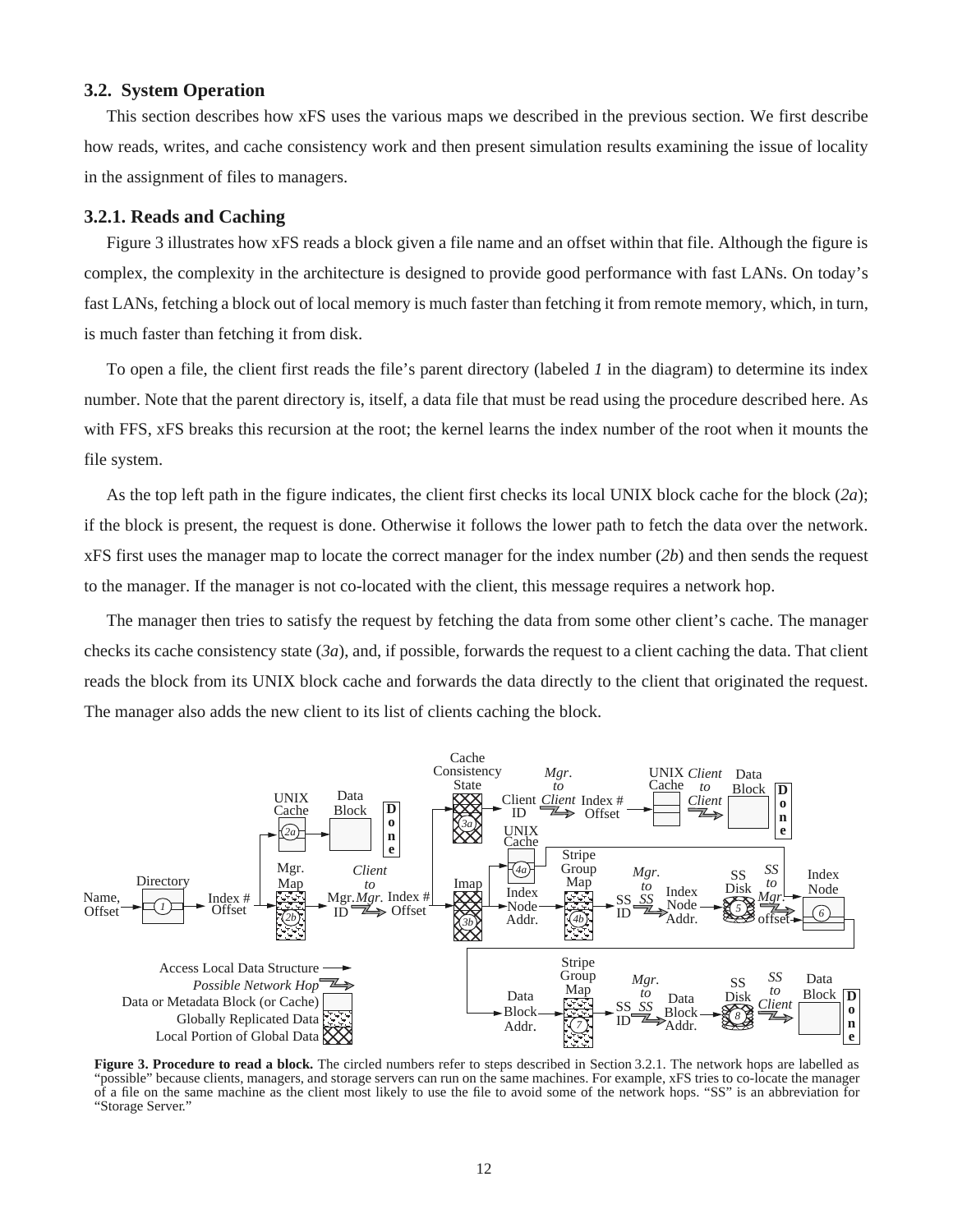### 3.2. System Operation

This section describes how xFS uses the various maps we described in the previous section. We first describe how reads, writes, and cache consistency work and then present simulation results examining the issue of locality in the assignment of files to managers.

### 3.2.1. Reads and Caching

Figure 3 illustrates how xFS reads a block given a file name and an offset within that file. Although the figure is complex, the complexity in the architecture is designed to provide good performance with fast LANs. On today's fast LANs, fetching a block out of local memory is much faster than fetching it from remote memory, which, in turn, is much faster than fetching it from disk.

To open a file, the client first reads the file's parent directory (labeled *1* in the diagram) to determine its index number. Note that the parent directory is, itself, a data file that must be read using the procedure described here. As with FFS, xFS breaks this recursion at the root; the kernel learns the index number of the root when it mounts the file system.

As the top left path in the figure indicates, the client first checks its local UNIX block cache for the block (*2a*); if the block is present, the request is done. Otherwise it follows the lower path to fetch the data over the network. xFS first uses the manager map to locate the correct manager for the index number (*2b*) and then sends the request to the manager. If the manager is not co-located with the client, this message requires a network hop.

The manager then tries to satisfy the request by fetching the data from some other client's cache. The manager checks its cache consistency state (*3a*), and, if possible, forwards the request to a client caching the data. That client reads the block from its UNIX block cache and forwards the data directly to the client that originated the request. The manager also adds the new client to its list of clients caching the block.

**Figure 3. Procedure to read a block.** The circled numbers refer to steps described in Section 3.2.1. The network hops are labelled as "possible" because clients, managers, and storage servers can run on the same machines. For example, xFS tries to co-locate the manager of a file on the same machine as the client most likely to use the file to avoid some of the network hops. "SS" is an abbreviation for "Storage Server."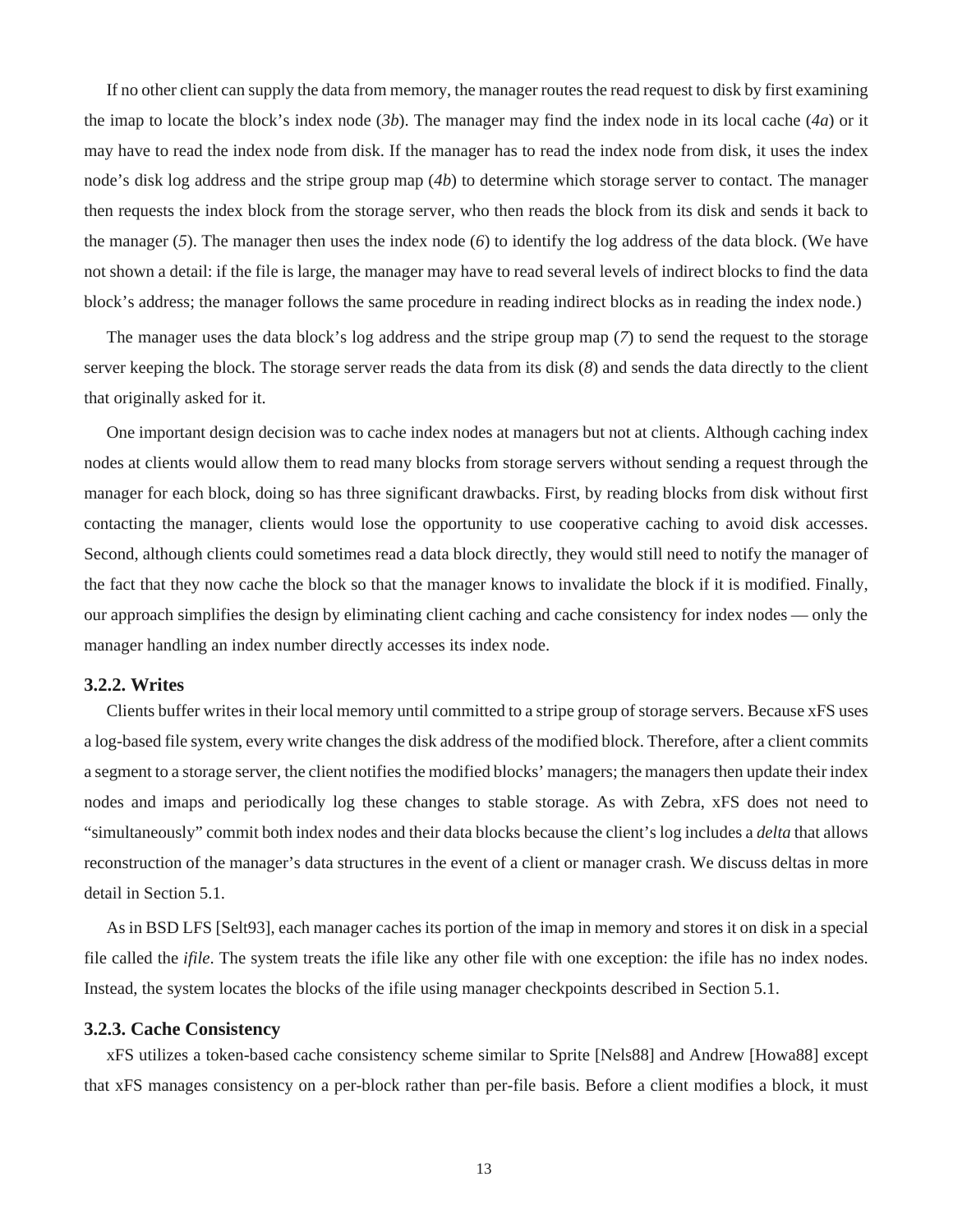If no other client can supply the data from memory, the manager routes the read request to disk by first examining the imap to locate the block's index node (*3b*). The manager may find the index node in its local cache (*4a*) or it may have to read the index node from disk. If the manager has to read the index node from disk, it uses the index node's disk log address and the stripe group map (*4b*) to determine which storage server to contact. The manager then requests the index block from the storage server, who then reads the block from its disk and sends it back to the manager (*5*). The manager then uses the index node (*6*) to identify the log address of the data block. (We have not shown a detail: if the file is large, the manager may have to read several levels of indirect blocks to find the data block's address; the manager follows the same procedure in reading indirect blocks as in reading the index node.)

The manager uses the data block's log address and the stripe group map (*7*) to send the request to the storage server keeping the block. The storage server reads the data from its disk (*8*) and sends the data directly to the client that originally asked for it.

One important design decision was to cache index nodes at managers but not at clients. Although caching index nodes at clients would allow them to read many blocks from storage servers without sending a request through the manager for each block, doing so has three significant drawbacks. First, by reading blocks from disk without first contacting the manager, clients would lose the opportunity to use cooperative caching to avoid disk accesses. Second, although clients could sometimes read a data block directly, they would still need to notify the manager of the fact that they now cache the block so that the manager knows to invalidate the block if it is modified. Finally, our approach simplifies the design by eliminating client caching and cache consistency for index nodes — only the manager handling an index number directly accesses its index node.

### 3.2.2. Writes

Clients buffer writes in their local memory until committed to a stripe group of storage servers. Because xFS uses a log-based file system, every write changes the disk address of the modified block. Therefore, after a client commits a segment to a storage server, the client notifies the modified blocks' managers; the managers then update their index nodes and imaps and periodically log these changes to stable storage. As with Zebra, xFS does not need to "simultaneously" commit both index nodes and their data blocks because the client's log includes a *delta* that allows reconstruction of the manager's data structures in the event of a client or manager crash. We discuss deltas in more detail in Section 5.1.

As in BSD LFS [Selt93], each manager caches its portion of the imap in memory and stores it on disk in a special file called the *ifile*. The system treats the ifile like any other file with one exception: the ifile has no index nodes. Instead, the system locates the blocks of the ifile using manager checkpoints described in Section 5.1.

### 3.2.3. Cache Consistency

xFS utilizes a token-based cache consistency scheme similar to Sprite [Nels88] and Andrew [Howa88] except that xFS manages consistency on a per-block rather than per-file basis. Before a client modifies a block, it must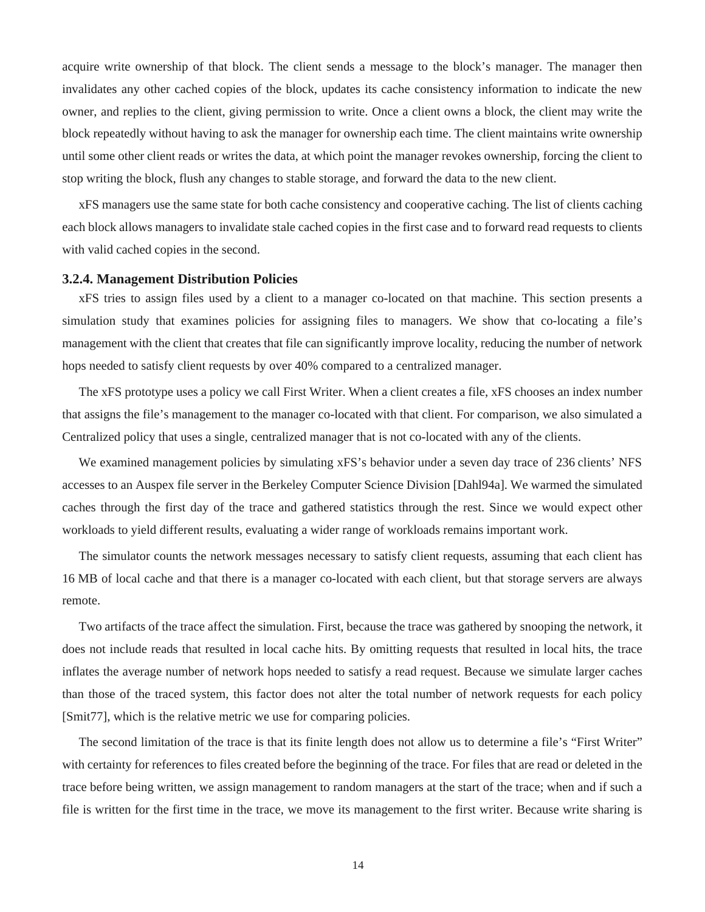acquire write ownership of that block. The client sends a message to the block's manager. The manager then invalidates any other cached copies of the block, updates its cache consistency information to indicate the new owner, and replies to the client, giving permission to write. Once a client owns a block, the client may write the block repeatedly without having to ask the manager for ownership each time. The client maintains write ownership until some other client reads or writes the data, at which point the manager revokes ownership, forcing the client to stop writing the block, flush any changes to stable storage, and forward the data to the new client.

xFS managers use the same state for both cache consistency and cooperative caching. The list of clients caching each block allows managers to invalidate stale cached copies in the first case and to forward read requests to clients with valid cached copies in the second.

### 3.2.4. Management Distribution Policies

xFS tries to assign files used by a client to a manager co-located on that machine. This section presents a simulation study that examines policies for assigning files to managers. We show that co-locating a file's management with the client that creates that file can significantly improve locality, reducing the number of network hops needed to satisfy client requests by over 40% compared to a centralized manager.

The xFS prototype uses a policy we call First Writer. When a client creates a file, xFS chooses an index number that assigns the file's management to the manager co-located with that client. For comparison, we also simulated a Centralized policy that uses a single, centralized manager that is not co-located with any of the clients.

We examined management policies by simulating xFS's behavior under a seven day trace of 236 clients' NFS accesses to an Auspex file server in the Berkeley Computer Science Division [Dahl94a]. We warmed the simulated caches through the first day of the trace and gathered statistics through the rest. Since we would expect other workloads to yield different results, evaluating a wider range of workloads remains important work.

The simulator counts the network messages necessary to satisfy client requests, assuming that each client has 16 MB of local cache and that there is a manager co-located with each client, but that storage servers are always remote.

Two artifacts of the trace affect the simulation. First, because the trace was gathered by snooping the network, it does not include reads that resulted in local cache hits. By omitting requests that resulted in local hits, the trace inflates the average number of network hops needed to satisfy a read request. Because we simulate larger caches than those of the traced system, this factor does not alter the total number of network requests for each policy [Smit77], which is the relative metric we use for comparing policies.

The second limitation of the trace is that its finite length does not allow us to determine a file's "First Writer" with certainty for references to files created before the beginning of the trace. For files that are read or deleted in the trace before being written, we assign management to random managers at the start of the trace; when and if such a file is written for the first time in the trace, we move its management to the first writer. Because write sharing is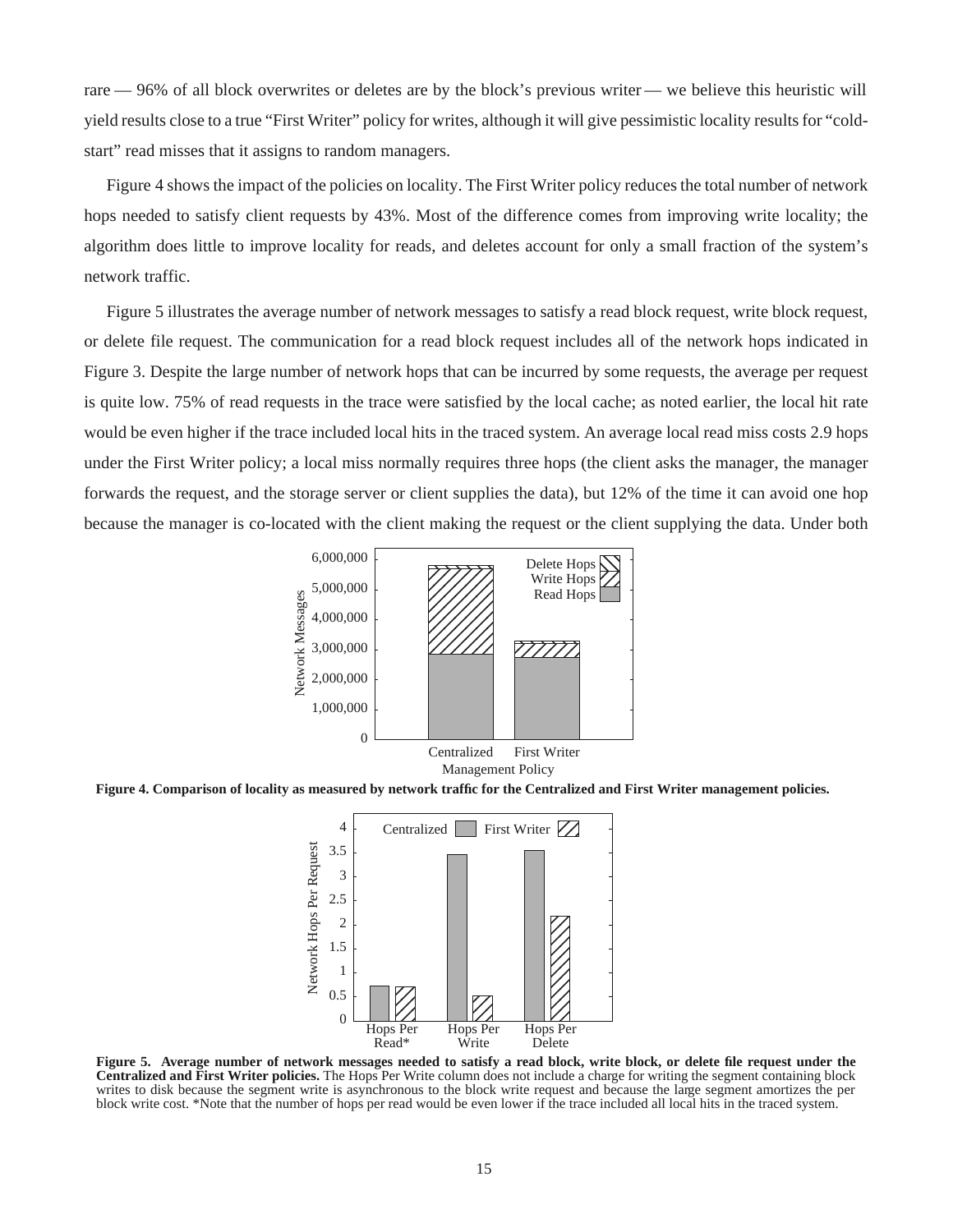rare — 96% of all block overwrites or deletes are by the block's previous writer — we believe this heuristic will yield results close to a true "First Writer" policy for writes, although it will give pessimistic locality results for "cold-start" read misses that it assigns to random managers.

Figure 4 shows the impact of the policies on locality. The First Writer policy reduces the total number of network hops needed to satisfy client requests by 43%. Most of the difference comes from improving write locality; the algorithm does little to improve locality for reads, and deletes account for only a small fraction of the system's network traffic.

Figure 5 illustrates the average number of network messages to satisfy a read block request, write block request, or delete file request. The communication for a read block request includes all of the network hops indicated in Figure 3. Despite the large number of network hops that can be incurred by some requests, the average per request is quite low. 75% of read requests in the trace were satisfied by the local cache; as noted earlier, the local hit rate would be even higher if the trace included local hits in the traced system. An average local read miss costs 2.9 hops under the First Writer policy; a local miss normally requires three hops (the client asks the manager, the manager forwards the request, and the storage server or client supplies the data), but 12% of the time it can avoid one hop because the manager is co-located with the client making the request or the client supplying the data. Under both

**Figure 4. Comparison of locality as measured by network traffic for the Centralized and First Writer management policies.**

**Figure 5. Average number of network messages needed to satisfy a read block, write block, or delete file request under the Centralized and First Writer policies.** The Hops Per Write column does not include a charge for writing the segment containing block writes to disk because the segment write is asynchronous to the block write request and because the large segment amortizes the per block write cost. *Note that the number of hops per read would be even lower if the trace included all local hits in the traced system.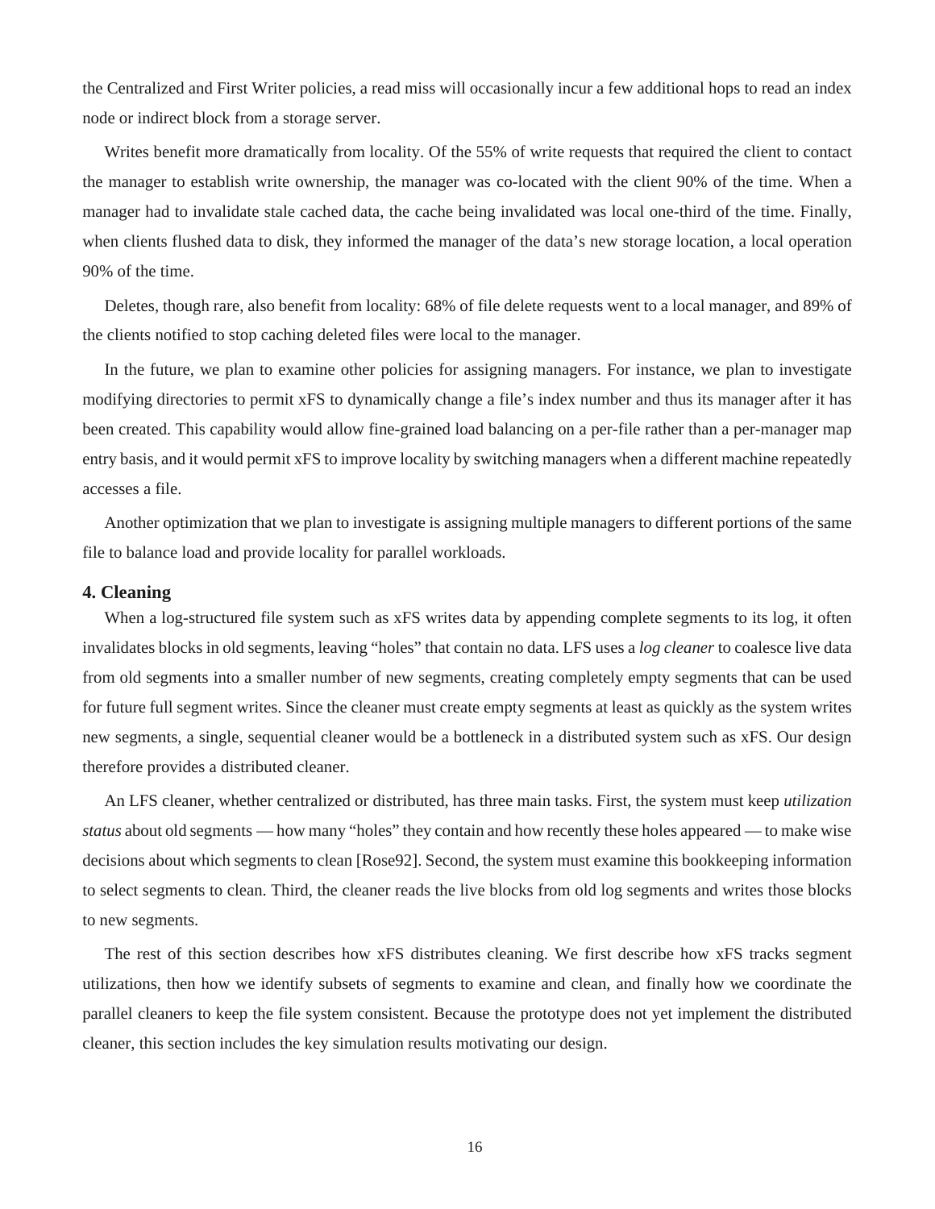the Centralized and First Writer policies, a read miss will occasionally incur a few additional hops to read an index node or indirect block from a storage server.

Writes benefit more dramatically from locality. Of the 55% of write requests that required the client to contact the manager to establish write ownership, the manager was co-located with the client 90% of the time. When a manager had to invalidate stale cached data, the cache being invalidated was local one-third of the time. Finally, when clients flushed data to disk, they informed the manager of the data's new storage location, a local operation 90% of the time.

Deletes, though rare, also benefit from locality: 68% of file delete requests went to a local manager, and 89% of the clients notified to stop caching deleted files were local to the manager.

In the future, we plan to examine other policies for assigning managers. For instance, we plan to investigate modifying directories to permit xFS to dynamically change a file's index number and thus its manager after it has been created. This capability would allow fine-grained load balancing on a per-file rather than a per-manager map entry basis, and it would permit xFS to improve locality by switching managers when a different machine repeatedly accesses a file.

Another optimization that we plan to investigate is assigning multiple managers to different portions of the same file to balance load and provide locality for parallel workloads.

## 4. Cleaning

When a log-structured file system such as xFS writes data by appending complete segments to its log, it often invalidates blocks in old segments, leaving "holes" that contain no data. LFS uses a *log cleaner* to coalesce live data from old segments into a smaller number of new segments, creating completely empty segments that can be used for future full segment writes. Since the cleaner must create empty segments at least as quickly as the system writes new segments, a single, sequential cleaner would be a bottleneck in a distributed system such as xFS. Our design therefore provides a distributed cleaner.

An LFS cleaner, whether centralized or distributed, has three main tasks. First, the system must keep *utilization status* about old segments — how many "holes" they contain and how recently these holes appeared — to make wise decisions about which segments to clean [Rose92]. Second, the system must examine this bookkeeping information to select segments to clean. Third, the cleaner reads the live blocks from old log segments and writes those blocks to new segments.

The rest of this section describes how xFS distributes cleaning. We first describe how xFS tracks segment utilizations, then how we identify subsets of segments to examine and clean, and finally how we coordinate the parallel cleaners to keep the file system consistent. Because the prototype does not yet implement the distributed cleaner, this section includes the key simulation results motivating our design.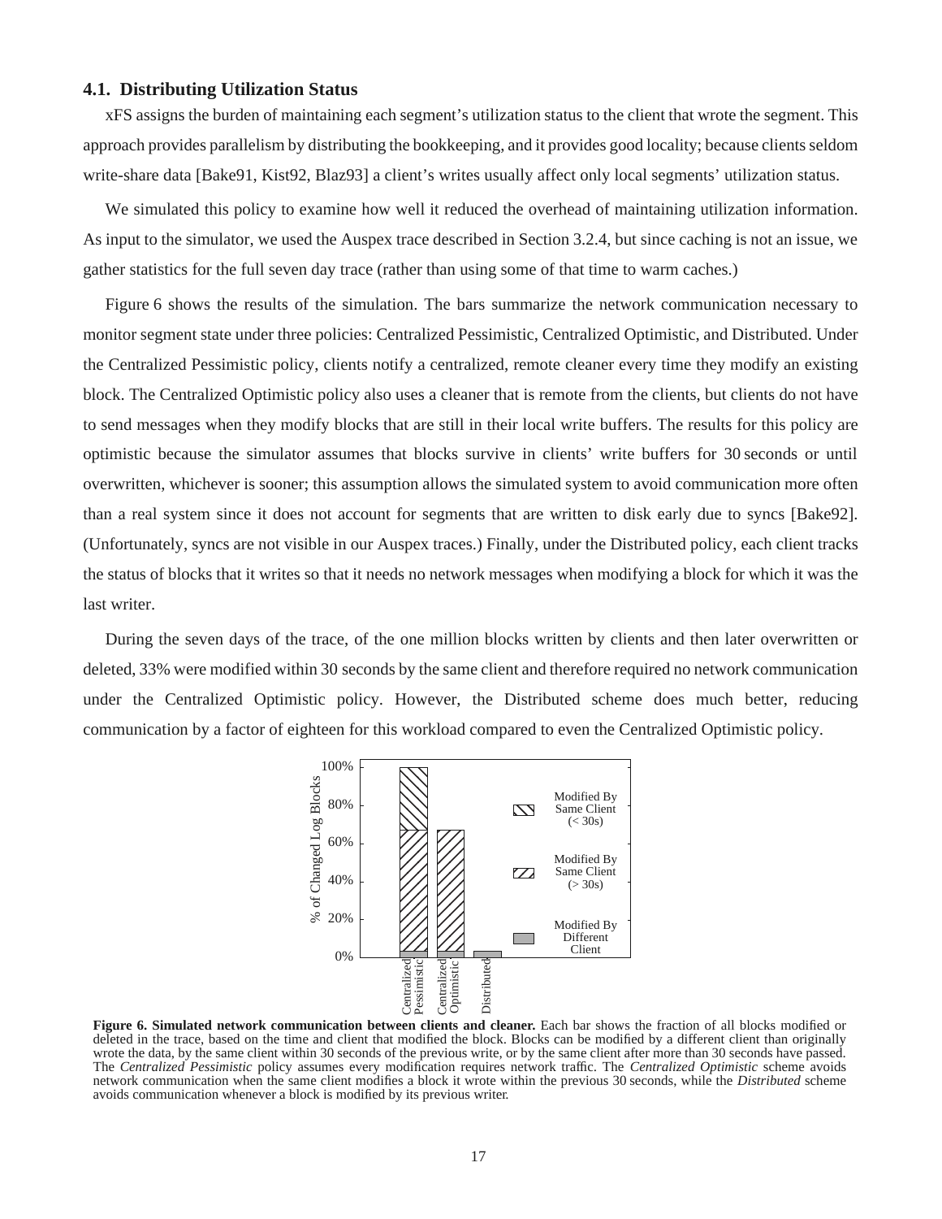### 4.1. Distributing Utilization Status

xFS assigns the burden of maintaining each segment's utilization status to the client that wrote the segment. This approach provides parallelism by distributing the bookkeeping, and it provides good locality; because clients seldom write-share data [Bake91, Kist92, Blaz93] a client's writes usually affect only local segments' utilization status.

We simulated this policy to examine how well it reduced the overhead of maintaining utilization information. As input to the simulator, we used the Auspex trace described in Section 3.2.4, but since caching is not an issue, we gather statistics for the full seven day trace (rather than using some of that time to warm caches.)

Figure 6 shows the results of the simulation. The bars summarize the network communication necessary to monitor segment state under three policies: Centralized Pessimistic, Centralized Optimistic, and Distributed. Under the Centralized Pessimistic policy, clients notify a centralized, remote cleaner every time they modify an existing block. The Centralized Optimistic policy also uses a cleaner that is remote from the clients, but clients do not have to send messages when they modify blocks that are still in their local write buffers. The results for this policy are optimistic because the simulator assumes that blocks survive in clients' write buffers for 30 seconds or until overwritten, whichever is sooner; this assumption allows the simulated system to avoid communication more often than a real system since it does not account for segments that are written to disk early due to syncs [Bake92]. (Unfortunately, syncs are not visible in our Auspex traces.) Finally, under the Distributed policy, each client tracks the status of blocks that it writes so that it needs no network messages when modifying a block for which it was the last writer.

During the seven days of the trace, of the one million blocks written by clients and then later overwritten or deleted, 33% were modified within 30 seconds by the same client and therefore required no network communication under the Centralized Optimistic policy. However, the Distributed scheme does much better, reducing communication by a factor of eighteen for this workload compared to even the Centralized Optimistic policy.

**Figure 6. Simulated network communication between clients and cleaner.** Each bar shows the fraction of all blocks modified or deleted in the trace, based on the time and client that modified the block. Blocks can be modified by a different client than originally wrote the data, by the same client within 30 seconds of the previous write, or by the same client after more than 30 seconds have passed. The *Centralized Pessimistic* policy assumes every modification requires network traffic. The *Centralized Optimistic* scheme avoids network communication when the same client modifies a block it wrote within the previous 30 seconds, while the *Distributed* scheme avoids communication whenever a block is modified by its previous writer.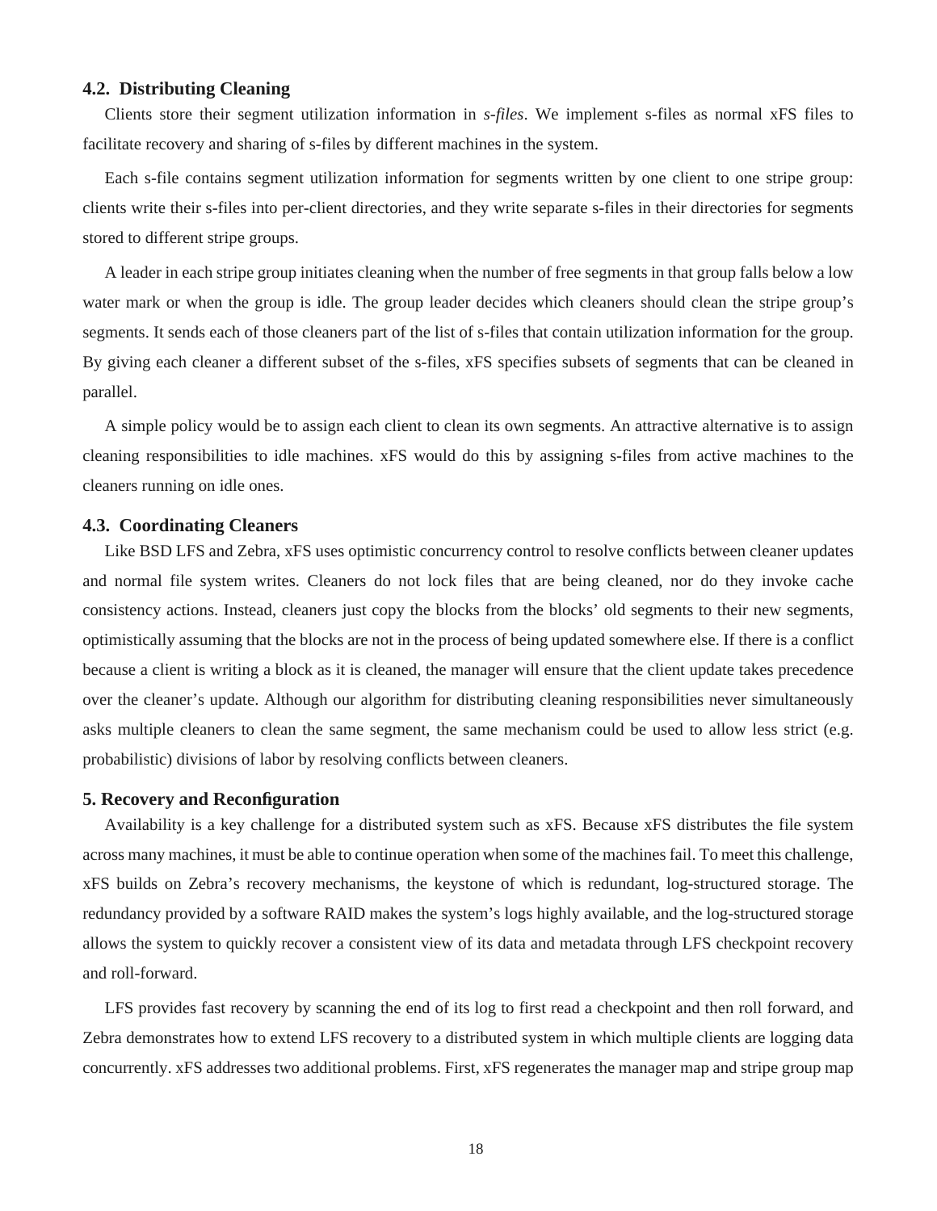### 4.2. Distributing Cleaning

Clients store their segment utilization information in *s-files*. We implement s-files as normal xFS files to facilitate recovery and sharing of s-files by different machines in the system.

Each s-file contains segment utilization information for segments written by one client to one stripe group: clients write their s-files into per-client directories, and they write separate s-files in their directories for segments stored to different stripe groups.

A leader in each stripe group initiates cleaning when the number of free segments in that group falls below a low water mark or when the group is idle. The group leader decides which cleaners should clean the stripe group's segments. It sends each of those cleaners part of the list of s-files that contain utilization information for the group. By giving each cleaner a different subset of the s-files, xFS specifies subsets of segments that can be cleaned in parallel.

A simple policy would be to assign each client to clean its own segments. An attractive alternative is to assign cleaning responsibilities to idle machines. xFS would do this by assigning s-files from active machines to the cleaners running on idle ones.

### 4.3. Coordinating Cleaners

Like BSD LFS and Zebra, xFS uses optimistic concurrency control to resolve conflicts between cleaner updates and normal file system writes. Cleaners do not lock files that are being cleaned, nor do they invoke cache consistency actions. Instead, cleaners just copy the blocks from the blocks' old segments to their new segments, optimistically assuming that the blocks are not in the process of being updated somewhere else. If there is a conflict because a client is writing a block as it is cleaned, the manager will ensure that the client update takes precedence over the cleaner's update. Although our algorithm for distributing cleaning responsibilities never simultaneously asks multiple cleaners to clean the same segment, the same mechanism could be used to allow less strict (e.g. probabilistic) divisions of labor by resolving conflicts between cleaners.

## 5. Recovery and Reconfiguration

Availability is a key challenge for a distributed system such as xFS. Because xFS distributes the file system across many machines, it must be able to continue operation when some of the machines fail. To meet this challenge, xFS builds on Zebra's recovery mechanisms, the keystone of which is redundant, log-structured storage. The redundancy provided by a software RAID makes the system's logs highly available, and the log-structured storage allows the system to quickly recover a consistent view of its data and metadata through LFS checkpoint recovery and roll-forward.

LFS provides fast recovery by scanning the end of its log to first read a checkpoint and then roll forward, and Zebra demonstrates how to extend LFS recovery to a distributed system in which multiple clients are logging data concurrently. xFS addresses two additional problems. First, xFS regenerates the manager map and stripe group map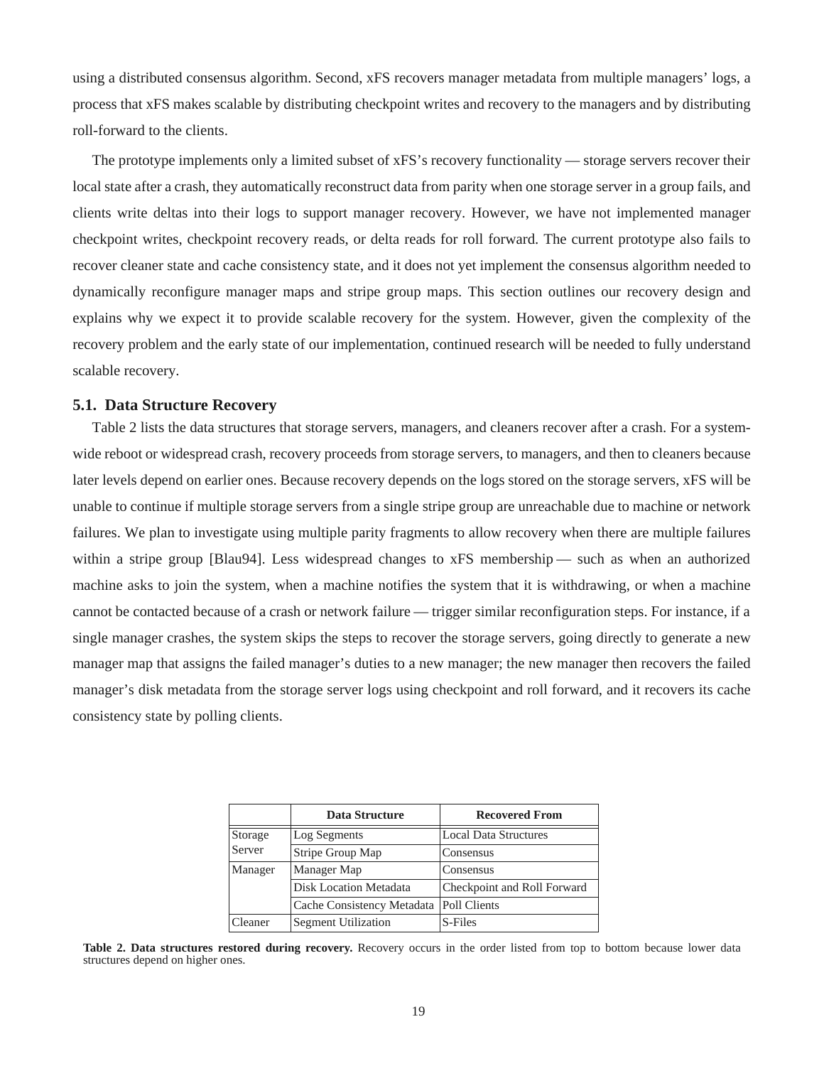using a distributed consensus algorithm. Second, xFS recovers manager metadata from multiple managers' logs, a process that xFS makes scalable by distributing checkpoint writes and recovery to the managers and by distributing roll-forward to the clients.

The prototype implements only a limited subset of xFS's recovery functionality — storage servers recover their local state after a crash, they automatically reconstruct data from parity when one storage server in a group fails, and clients write deltas into their logs to support manager recovery. However, we have not implemented manager checkpoint writes, checkpoint recovery reads, or delta reads for roll forward. The current prototype also fails to recover cleaner state and cache consistency state, and it does not yet implement the consensus algorithm needed to dynamically reconfigure manager maps and stripe group maps. This section outlines our recovery design and explains why we expect it to provide scalable recovery for the system. However, given the complexity of the recovery problem and the early state of our implementation, continued research will be needed to fully understand scalable recovery.

### 5.1. Data Structure Recovery

Table 2 lists the data structures that storage servers, managers, and cleaners recover after a crash. For a system-wide reboot or widespread crash, recovery proceeds from storage servers, to managers, and then to cleaners because later levels depend on earlier ones. Because recovery depends on the logs stored on the storage servers, xFS will be unable to continue if multiple storage servers from a single stripe group are unreachable due to machine or network failures. We plan to investigate using multiple parity fragments to allow recovery when there are multiple failures within a stripe group [Blau94]. Less widespread changes to xFS membership — such as when an authorized machine asks to join the system, when a machine notifies the system that it is withdrawing, or when a machine cannot be contacted because of a crash or network failure — trigger similar reconfiguration steps. For instance, if a single manager crashes, the system skips the steps to recover the storage servers, going directly to generate a new manager map that assigns the failed manager's duties to a new manager; the new manager then recovers the failed manager's disk metadata from the storage server logs using checkpoint and roll forward, and it recovers its cache consistency state by polling clients.

| | Data Structure | Recovered From |
|---|---|---|
| Storage Server | Log Segments | Local Data Structures |
| | Stripe Group Map | Consensus |
| Manager | Manager Map | Consensus |
| | Disk Location Metadata | Checkpoint and Roll Forward |
| | Cache Consistency Metadata | Poll Clients |
| Cleaner | Segment Utilization | S-Files |

**Table 2. Data structures restored during recovery.** Recovery occurs in the order listed from top to bottom because lower data structures depend on higher ones.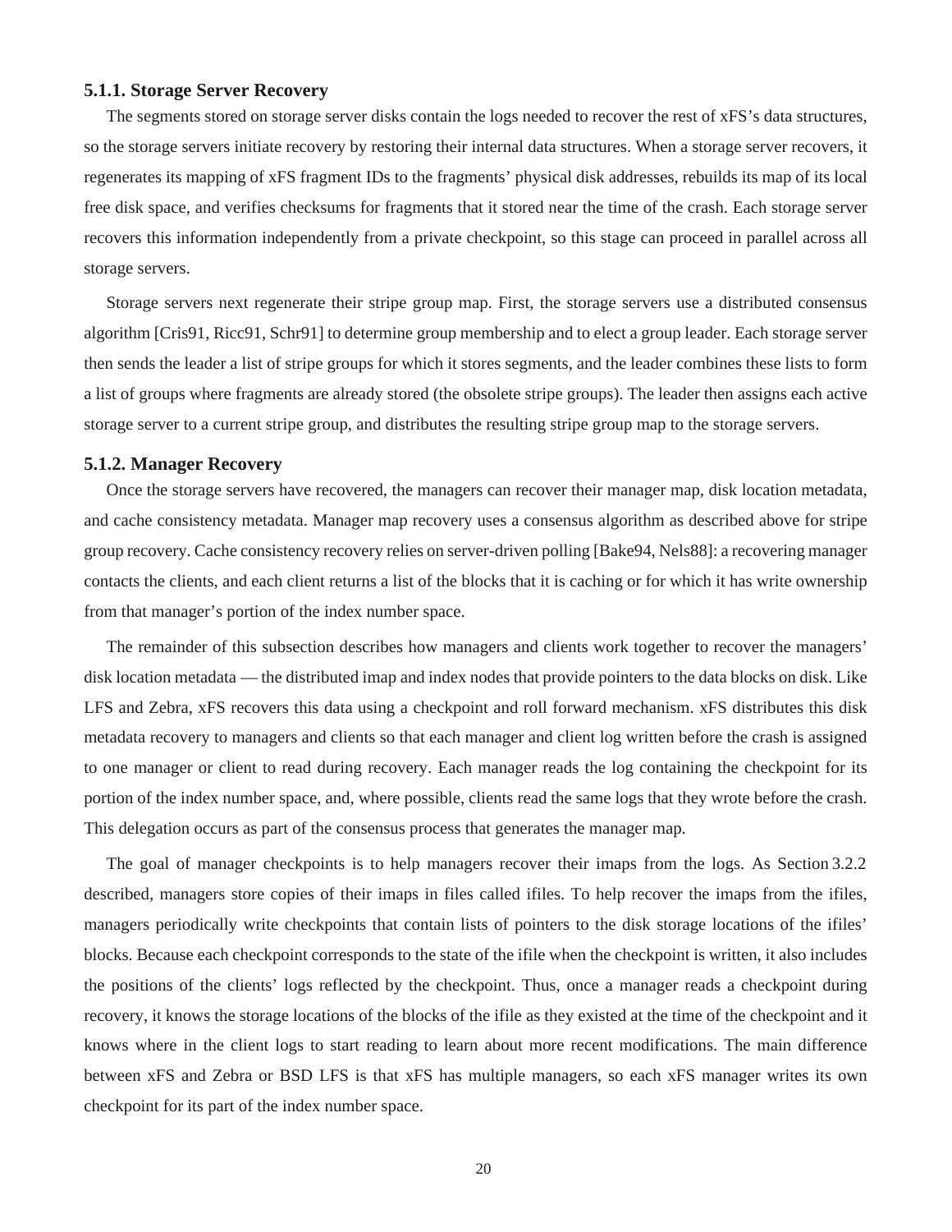### 5.1.1. Storage Server Recovery

The segments stored on storage server disks contain the logs needed to recover the rest of xFS's data structures, so the storage servers initiate recovery by restoring their internal data structures. When a storage server recovers, it regenerates its mapping of xFS fragment IDs to the fragments' physical disk addresses, rebuilds its map of its local free disk space, and verifies checksums for fragments that it stored near the time of the crash. Each storage server recovers this information independently from a private checkpoint, so this stage can proceed in parallel across all storage servers.

Storage servers next regenerate their stripe group map. First, the storage servers use a distributed consensus algorithm [Cris91, Ricc91, Schr91] to determine group membership and to elect a group leader. Each storage server then sends the leader a list of stripe groups for which it stores segments, and the leader combines these lists to form a list of groups where fragments are already stored (the obsolete stripe groups). The leader then assigns each active storage server to a current stripe group, and distributes the resulting stripe group map to the storage servers.

### 5.1.2. Manager Recovery

Once the storage servers have recovered, the managers can recover their manager map, disk location metadata, and cache consistency metadata. Manager map recovery uses a consensus algorithm as described above for stripe group recovery. Cache consistency recovery relies on server-driven polling [Bake94, Nels88]: a recovering manager contacts the clients, and each client returns a list of the blocks that it is caching or for which it has write ownership from that manager's portion of the index number space.

The remainder of this subsection describes how managers and clients work together to recover the managers' disk location metadata — the distributed imap and index nodes that provide pointers to the data blocks on disk. Like LFS and Zebra, xFS recovers this data using a checkpoint and roll forward mechanism. xFS distributes this disk metadata recovery to managers and clients so that each manager and client log written before the crash is assigned to one manager or client to read during recovery. Each manager reads the log containing the checkpoint for its portion of the index number space, and, where possible, clients read the same logs that they wrote before the crash. This delegation occurs as part of the consensus process that generates the manager map.

The goal of manager checkpoints is to help managers recover their imaps from the logs. As Section 3.2.2 described, managers store copies of their imaps in files called ifiles. To help recover the imaps from the ifiles, managers periodically write checkpoints that contain lists of pointers to the disk storage locations of the ifiles' blocks. Because each checkpoint corresponds to the state of the ifile when the checkpoint is written, it also includes the positions of the clients' logs reflected by the checkpoint. Thus, once a manager reads a checkpoint during recovery, it knows the storage locations of the blocks of the ifile as they existed at the time of the checkpoint and it knows where in the client logs to start reading to learn about more recent modifications. The main difference between xFS and Zebra or BSD LFS is that xFS has multiple managers, so each xFS manager writes its own checkpoint for its part of the index number space.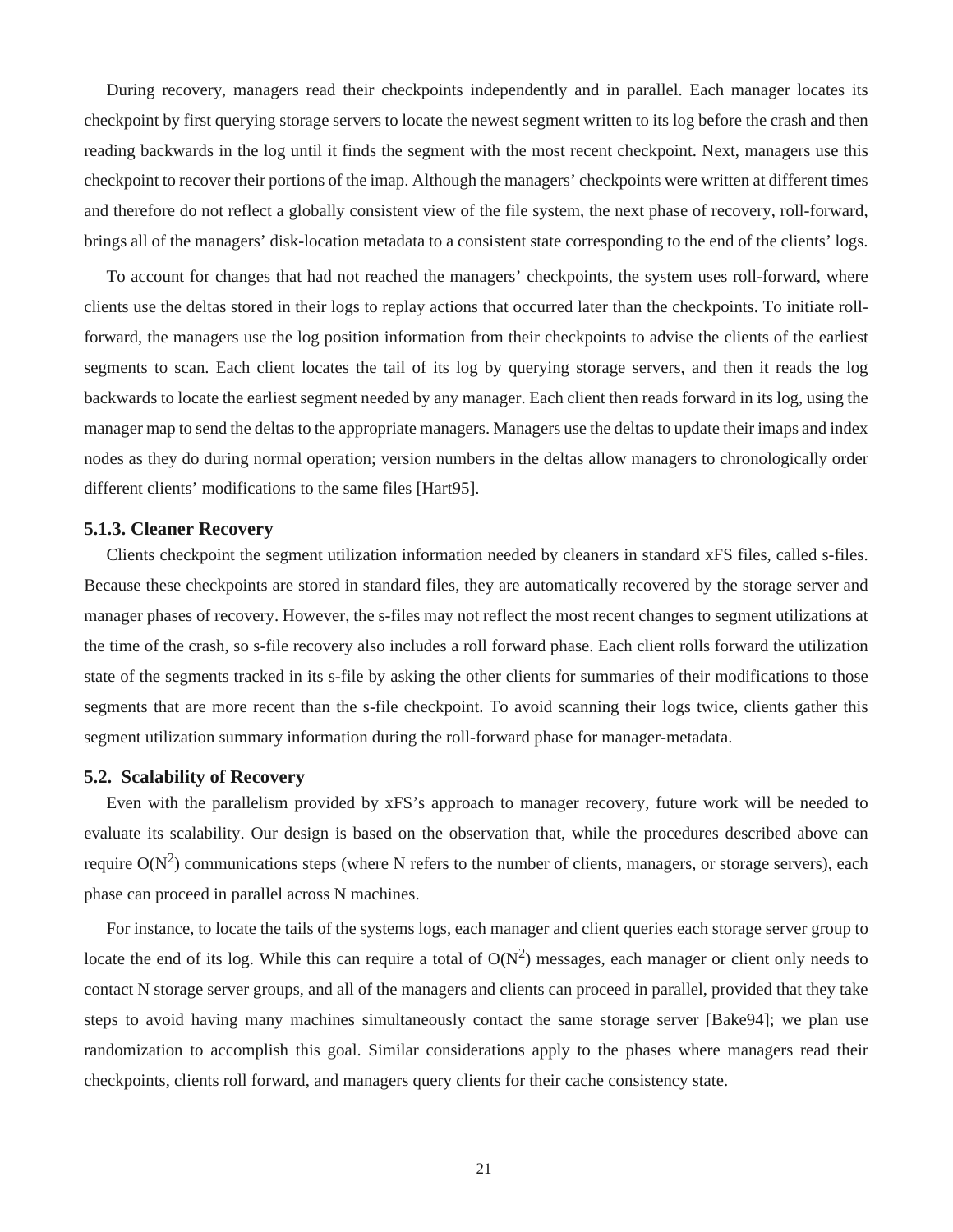During recovery, managers read their checkpoints independently and in parallel. Each manager locates its checkpoint by first querying storage servers to locate the newest segment written to its log before the crash and then reading backwards in the log until it finds the segment with the most recent checkpoint. Next, managers use this checkpoint to recover their portions of the imap. Although the managers' checkpoints were written at different times and therefore do not reflect a globally consistent view of the file system, the next phase of recovery, roll-forward, brings all of the managers' disk-location metadata to a consistent state corresponding to the end of the clients' logs.

To account for changes that had not reached the managers' checkpoints, the system uses roll-forward, where clients use the deltas stored in their logs to replay actions that occurred later than the checkpoints. To initiate roll-forward, the managers use the log position information from their checkpoints to advise the clients of the earliest segments to scan. Each client locates the tail of its log by querying storage servers, and then it reads the log backwards to locate the earliest segment needed by any manager. Each client then reads forward in its log, using the manager map to send the deltas to the appropriate managers. Managers use the deltas to update their imaps and index nodes as they do during normal operation; version numbers in the deltas allow managers to chronologically order different clients' modifications to the same files [Hart95].

### 5.1.3. Cleaner Recovery

Clients checkpoint the segment utilization information needed by cleaners in standard xFS files, called s-files. Because these checkpoints are stored in standard files, they are automatically recovered by the storage server and manager phases of recovery. However, the s-files may not reflect the most recent changes to segment utilizations at the time of the crash, so s-file recovery also includes a roll forward phase. Each client rolls forward the utilization state of the segments tracked in its s-file by asking the other clients for summaries of their modifications to those segments that are more recent than the s-file checkpoint. To avoid scanning their logs twice, clients gather this segment utilization summary information during the roll-forward phase for manager-metadata.

## 5.2. Scalability of Recovery

Even with the parallelism provided by xFS's approach to manager recovery, future work will be needed to evaluate its scalability. Our design is based on the observation that, while the procedures described above can require $O(N^2)$ communications steps (where N refers to the number of clients, managers, or storage servers), each phase can proceed in parallel across N machines.

For instance, to locate the tails of the systems logs, each manager and client queries each storage server group to locate the end of its log. While this can require a total of $O(N^2)$ messages, each manager or client only needs to contact N storage server groups, and all of the managers and clients can proceed in parallel, provided that they take steps to avoid having many machines simultaneously contact the same storage server [Bake94]; we plan use randomization to accomplish this goal. Similar considerations apply to the phases where managers read their checkpoints, clients roll forward, and managers query clients for their cache consistency state.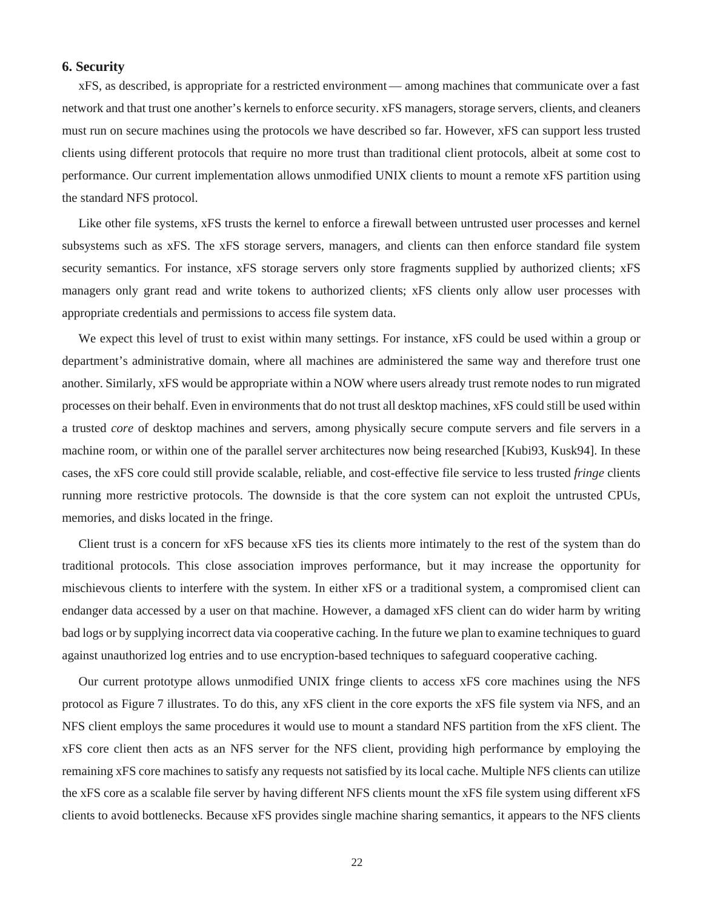## 6. Security

xFS, as described, is appropriate for a restricted environment — among machines that communicate over a fast network and that trust one another's kernels to enforce security. xFS managers, storage servers, clients, and cleaners must run on secure machines using the protocols we have described so far. However, xFS can support less trusted clients using different protocols that require no more trust than traditional client protocols, albeit at some cost to performance. Our current implementation allows unmodified UNIX clients to mount a remote xFS partition using the standard NFS protocol.

Like other file systems, xFS trusts the kernel to enforce a firewall between untrusted user processes and kernel subsystems such as xFS. The xFS storage servers, managers, and clients can then enforce standard file system security semantics. For instance, xFS storage servers only store fragments supplied by authorized clients; xFS managers only grant read and write tokens to authorized clients; xFS clients only allow user processes with appropriate credentials and permissions to access file system data.

We expect this level of trust to exist within many settings. For instance, xFS could be used within a group or department's administrative domain, where all machines are administered the same way and therefore trust one another. Similarly, xFS would be appropriate within a NOW where users already trust remote nodes to run migrated processes on their behalf. Even in environments that do not trust all desktop machines, xFS could still be used within a trusted *core* of desktop machines and servers, among physically secure compute servers and file servers in a machine room, or within one of the parallel server architectures now being researched [Kubi93, Kusk94]. In these cases, the xFS core could still provide scalable, reliable, and cost-effective file service to less trusted *fringe* clients running more restrictive protocols. The downside is that the core system can not exploit the untrusted CPUs, memories, and disks located in the fringe.

Client trust is a concern for xFS because xFS ties its clients more intimately to the rest of the system than do traditional protocols. This close association improves performance, but it may increase the opportunity for mischievous clients to interfere with the system. In either xFS or a traditional system, a compromised client can endanger data accessed by a user on that machine. However, a damaged xFS client can do wider harm by writing bad logs or by supplying incorrect data via cooperative caching. In the future we plan to examine techniques to guard against unauthorized log entries and to use encryption-based techniques to safeguard cooperative caching.

Our current prototype allows unmodified UNIX fringe clients to access xFS core machines using the NFS protocol as Figure 7 illustrates. To do this, any xFS client in the core exports the xFS file system via NFS, and an NFS client employs the same procedures it would use to mount a standard NFS partition from the xFS client. The xFS core client then acts as an NFS server for the NFS client, providing high performance by employing the remaining xFS core machines to satisfy any requests not satisfied by its local cache. Multiple NFS clients can utilize the xFS core as a scalable file server by having different NFS clients mount the xFS file system using different xFS clients to avoid bottlenecks. Because xFS provides single machine sharing semantics, it appears to the NFS clients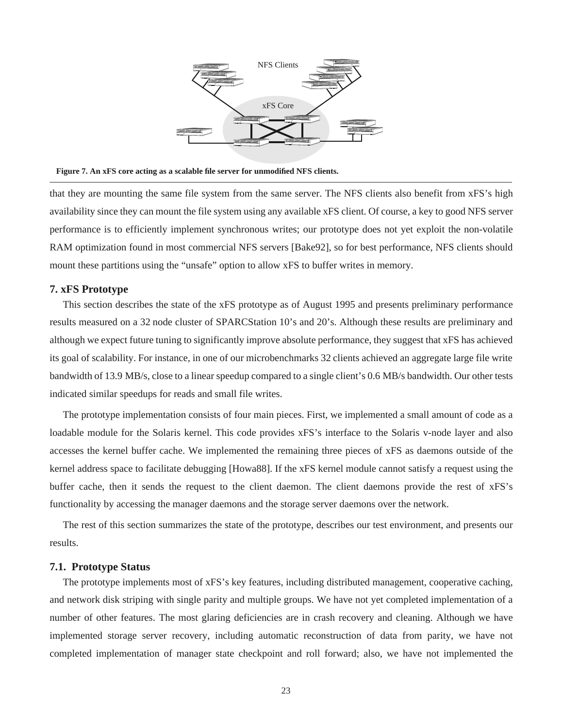Figure 7. An xFS core acting as a scalable file server for unmodified NFS clients.

that they are mounting the same file system from the same server. The NFS clients also benefit from xFS's high availability since they can mount the file system using any available xFS client. Of course, a key to good NFS server performance is to efficiently implement synchronous writes; our prototype does not yet exploit the non-volatile RAM optimization found in most commercial NFS servers [Bake92], so for best performance, NFS clients should mount these partitions using the "unsafe" option to allow xFS to buffer writes in memory.

## 7. xFS Prototype

This section describes the state of the xFS prototype as of August 1995 and presents preliminary performance results measured on a 32 node cluster of SPARCStation 10's and 20's. Although these results are preliminary and although we expect future tuning to significantly improve absolute performance, they suggest that xFS has achieved its goal of scalability. For instance, in one of our microbenchmarks 32 clients achieved an aggregate large file write bandwidth of 13.9 MB/s, close to a linear speedup compared to a single client's 0.6 MB/s bandwidth. Our other tests indicated similar speedups for reads and small file writes.

The prototype implementation consists of four main pieces. First, we implemented a small amount of code as a loadable module for the Solaris kernel. This code provides xFS's interface to the Solaris v-node layer and also accesses the kernel buffer cache. We implemented the remaining three pieces of xFS as daemons outside of the kernel address space to facilitate debugging [Howa88]. If the xFS kernel module cannot satisfy a request using the buffer cache, then it sends the request to the client daemon. The client daemons provide the rest of xFS's functionality by accessing the manager daemons and the storage server daemons over the network.

The rest of this section summarizes the state of the prototype, describes our test environment, and presents our results.

### 7.1. Prototype Status

The prototype implements most of xFS's key features, including distributed management, cooperative caching, and network disk striping with single parity and multiple groups. We have not yet completed implementation of a number of other features. The most glaring deficiencies are in crash recovery and cleaning. Although we have implemented storage server recovery, including automatic reconstruction of data from parity, we have not completed implementation of manager state checkpoint and roll forward; also, we have not implemented the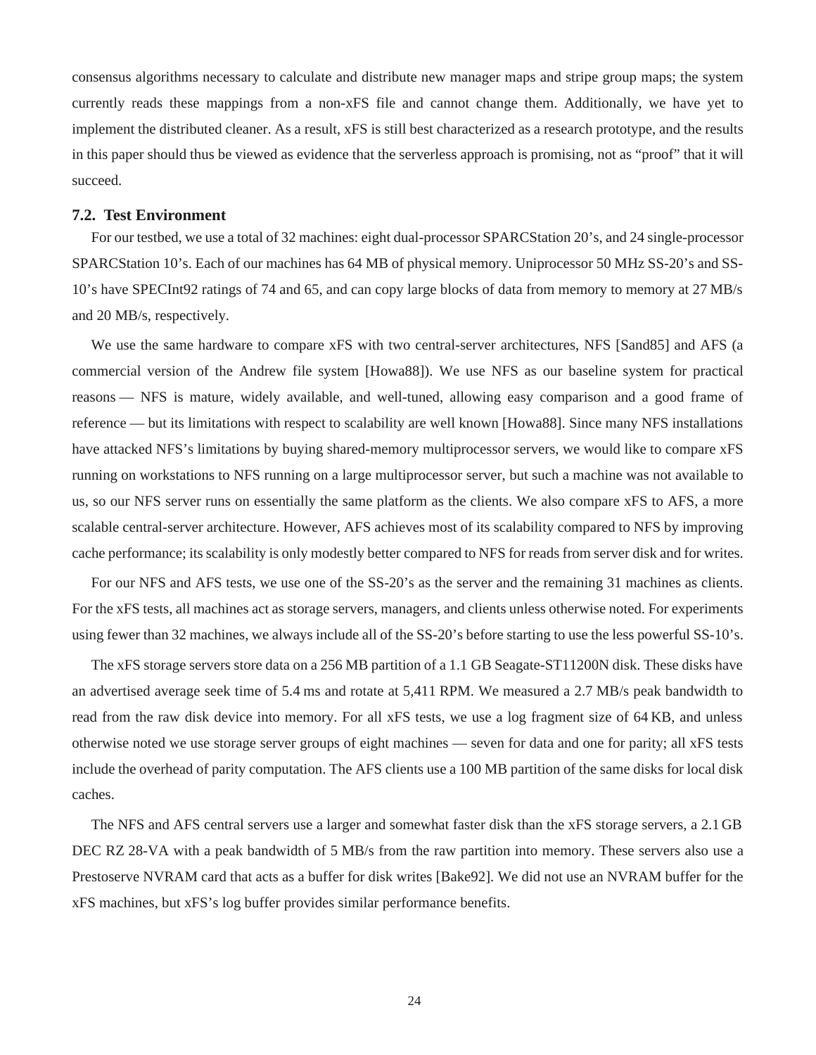consensus algorithms necessary to calculate and distribute new manager maps and stripe group maps; the system currently reads these mappings from a non-xFS file and cannot change them. Additionally, we have yet to implement the distributed cleaner. As a result, xFS is still best characterized as a research prototype, and the results in this paper should thus be viewed as evidence that the serverless approach is promising, not as "proof" that it will succeed.

### 7.2. Test Environment

For our testbed, we use a total of 32 machines: eight dual-processor SPARCStation 20's, and 24 single-processor SPARCStation 10's. Each of our machines has 64 MB of physical memory. Uniprocessor 50 MHz SS-20's and SS-10's have SPECInt92 ratings of 74 and 65, and can copy large blocks of data from memory to memory at 27 MB/s and 20 MB/s, respectively.

We use the same hardware to compare xFS with two central-server architectures, NFS [Sand85] and AFS (a commercial version of the Andrew file system [Howa88]). We use NFS as our baseline system for practical reasons — NFS is mature, widely available, and well-tuned, allowing easy comparison and a good frame of reference — but its limitations with respect to scalability are well known [Howa88]. Since many NFS installations have attacked NFS's limitations by buying shared-memory multiprocessor servers, we would like to compare xFS running on workstations to NFS running on a large multiprocessor server, but such a machine was not available to us, so our NFS server runs on essentially the same platform as the clients. We also compare xFS to AFS, a more scalable central-server architecture. However, AFS achieves most of its scalability compared to NFS by improving cache performance; its scalability is only modestly better compared to NFS for reads from server disk and for writes.

For our NFS and AFS tests, we use one of the SS-20's as the server and the remaining 31 machines as clients. For the xFS tests, all machines act as storage servers, managers, and clients unless otherwise noted. For experiments using fewer than 32 machines, we always include all of the SS-20's before starting to use the less powerful SS-10's.

The xFS storage servers store data on a 256 MB partition of a 1.1 GB Seagate-ST11200N disk. These disks have an advertised average seek time of 5.4 ms and rotate at 5,411 RPM. We measured a 2.7 MB/s peak bandwidth to read from the raw disk device into memory. For all xFS tests, we use a log fragment size of 64 KB, and unless otherwise noted we use storage server groups of eight machines — seven for data and one for parity; all xFS tests include the overhead of parity computation. The AFS clients use a 100 MB partition of the same disks for local disk caches.

The NFS and AFS central servers use a larger and somewhat faster disk than the xFS storage servers, a 2.1 GB DEC RZ 28-VA with a peak bandwidth of 5 MB/s from the raw partition into memory. These servers also use a Prestoserve NVRAM card that acts as a buffer for disk writes [Bake92]. We did not use an NVRAM buffer for the xFS machines, but xFS's log buffer provides similar performance benefits.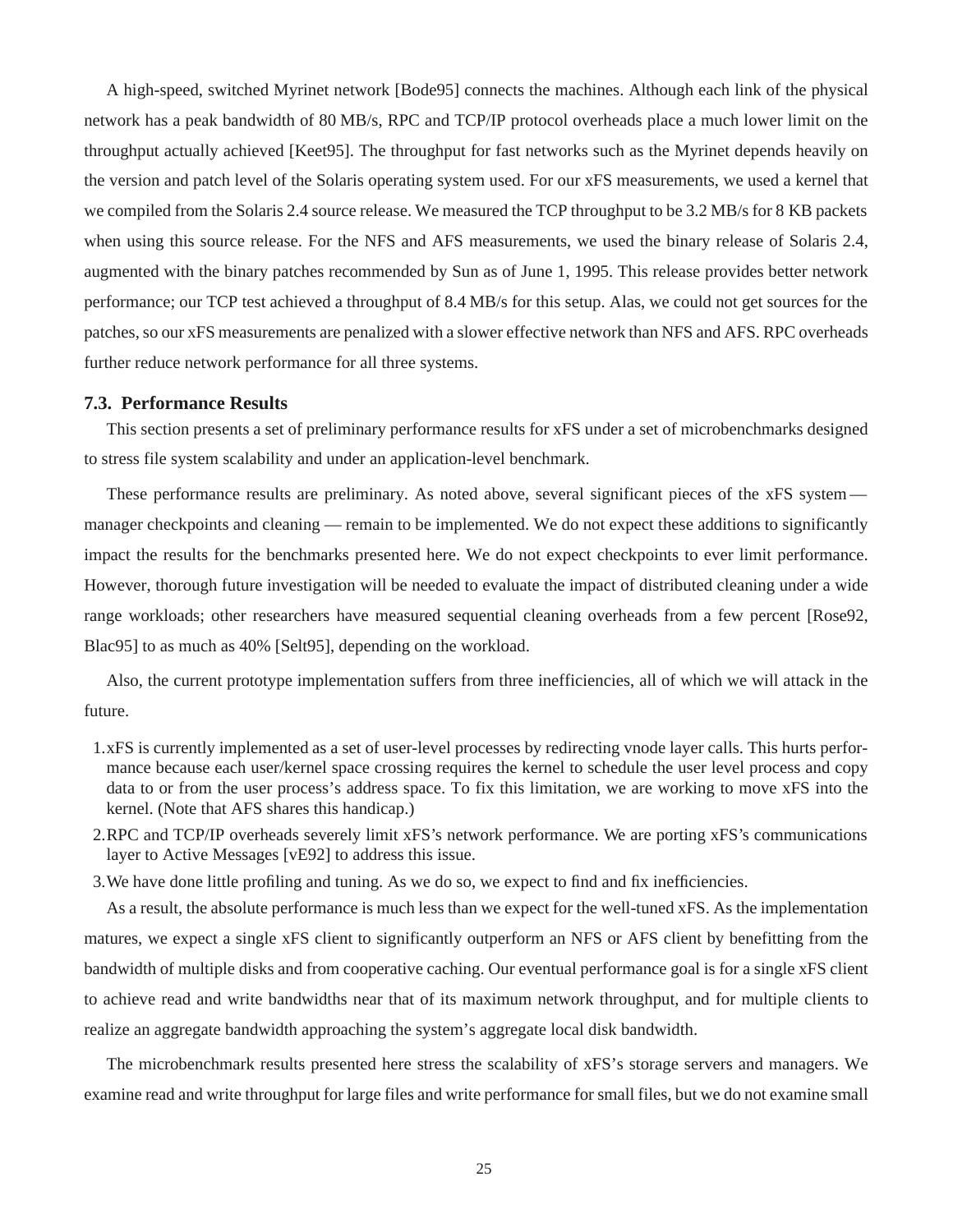A high-speed, switched Myrinet network [Bode95] connects the machines. Although each link of the physical network has a peak bandwidth of 80 MB/s, RPC and TCP/IP protocol overheads place a much lower limit on the throughput actually achieved [Keet95]. The throughput for fast networks such as the Myrinet depends heavily on the version and patch level of the Solaris operating system used. For our xFS measurements, we used a kernel that we compiled from the Solaris 2.4 source release. We measured the TCP throughput to be 3.2 MB/s for 8 KB packets when using this source release. For the NFS and AFS measurements, we used the binary release of Solaris 2.4, augmented with the binary patches recommended by Sun as of June 1, 1995. This release provides better network performance; our TCP test achieved a throughput of 8.4 MB/s for this setup. Alas, we could not get sources for the patches, so our xFS measurements are penalized with a slower effective network than NFS and AFS. RPC overheads further reduce network performance for all three systems.

### 7.3. Performance Results

This section presents a set of preliminary performance results for xFS under a set of microbenchmarks designed to stress file system scalability and under an application-level benchmark.

These performance results are preliminary. As noted above, several significant pieces of the xFS system — manager checkpoints and cleaning — remain to be implemented. We do not expect these additions to significantly impact the results for the benchmarks presented here. We do not expect checkpoints to ever limit performance. However, thorough future investigation will be needed to evaluate the impact of distributed cleaning under a wide range workloads; other researchers have measured sequential cleaning overheads from a few percent [Rose92, Blac95] to as much as 40% [Selt95], depending on the workload.

Also, the current prototype implementation suffers from three inefficiencies, all of which we will attack in the future.

1. xFS is currently implemented as a set of user-level processes by redirecting vnode layer calls. This hurts performance because each user/kernel space crossing requires the kernel to schedule the user level process and copy data to or from the user process's address space. To fix this limitation, we are working to move xFS into the kernel. (Note that AFS shares this handicap.)
2. RPC and TCP/IP overheads severely limit xFS's network performance. We are porting xFS's communications layer to Active Messages [vE92] to address this issue.
3. We have done little profiling and tuning. As we do so, we expect to find and fix inefficiencies.

As a result, the absolute performance is much less than we expect for the well-tuned xFS. As the implementation matures, we expect a single xFS client to significantly outperform an NFS or AFS client by benefitting from the bandwidth of multiple disks and from cooperative caching. Our eventual performance goal is for a single xFS client to achieve read and write bandwidths near that of its maximum network throughput, and for multiple clients to realize an aggregate bandwidth approaching the system's aggregate local disk bandwidth.

The microbenchmark results presented here stress the scalability of xFS's storage servers and managers. We examine read and write throughput for large files and write performance for small files, but we do not examine small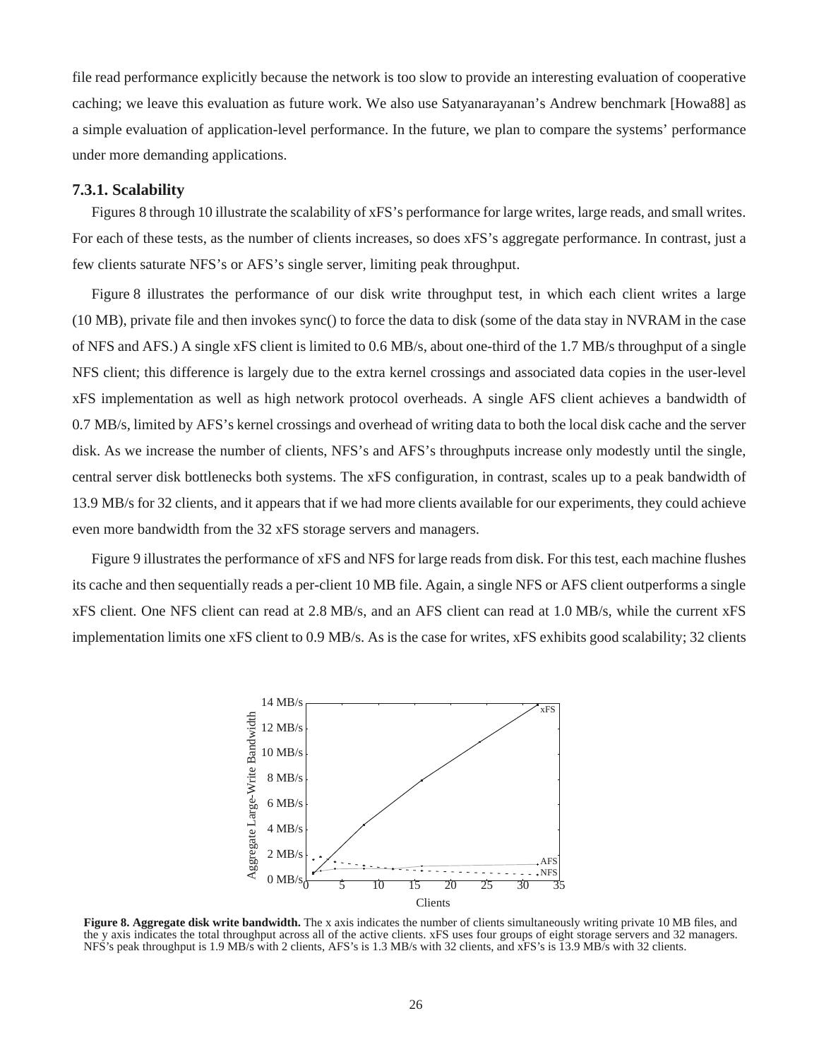file read performance explicitly because the network is too slow to provide an interesting evaluation of cooperative caching; we leave this evaluation as future work. We also use Satyanarayanan's Andrew benchmark [Howa88] as a simple evaluation of application-level performance. In the future, we plan to compare the systems' performance under more demanding applications.

### 7.3.1. Scalability

Figures 8 through 10 illustrate the scalability of xFS's performance for large writes, large reads, and small writes. For each of these tests, as the number of clients increases, so does xFS's aggregate performance. In contrast, just a few clients saturate NFS's or AFS's single server, limiting peak throughput.

Figure 8 illustrates the performance of our disk write throughput test, in which each client writes a large (10 MB), private file and then invokes sync() to force the data to disk (some of the data stay in NVRAM in the case of NFS and AFS.) A single xFS client is limited to 0.6 MB/s, about one-third of the 1.7 MB/s throughput of a single NFS client; this difference is largely due to the extra kernel crossings and associated data copies in the user-level xFS implementation as well as high network protocol overheads. A single AFS client achieves a bandwidth of 0.7 MB/s, limited by AFS's kernel crossings and overhead of writing data to both the local disk cache and the server disk. As we increase the number of clients, NFS's and AFS's throughputs increase only modestly until the single, central server disk bottlenecks both systems. The xFS configuration, in contrast, scales up to a peak bandwidth of 13.9 MB/s for 32 clients, and it appears that if we had more clients available for our experiments, they could achieve even more bandwidth from the 32 xFS storage servers and managers.

Figure 9 illustrates the performance of xFS and NFS for large reads from disk. For this test, each machine flushes its cache and then sequentially reads a per-client 10 MB file. Again, a single NFS or AFS client outperforms a single xFS client. One NFS client can read at 2.8 MB/s, and an AFS client can read at 1.0 MB/s, while the current xFS implementation limits one xFS client to 0.9 MB/s. As is the case for writes, xFS exhibits good scalability; 32 clients

**Figure 8. Aggregate disk write bandwidth.** The x axis indicates the number of clients simultaneously writing private 10 MB files, and the y axis indicates the total throughput across all of the active clients. xFS uses four groups of eight storage servers and 32 managers. NFS's peak throughput is 1.9 MB/s with 2 clients, AFS's is 1.3 MB/s with 32 clients, and xFS's is 13.9 MB/s with 32 clients.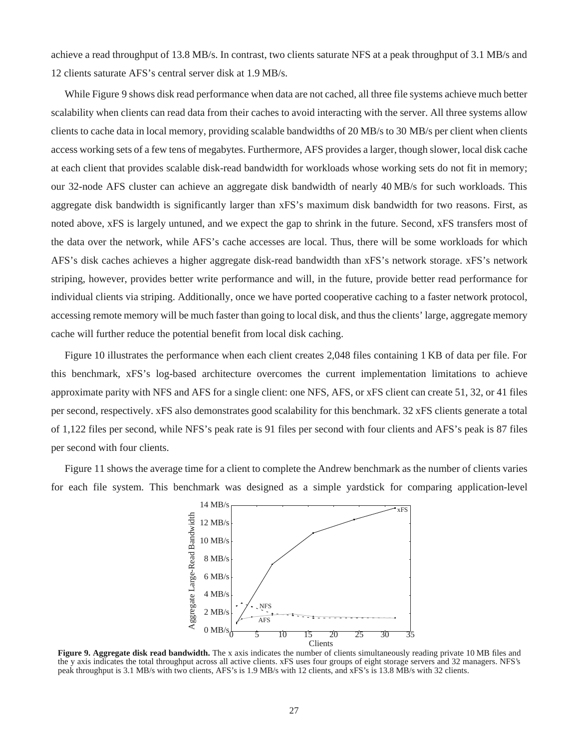achieve a read throughput of 13.8 MB/s. In contrast, two clients saturate NFS at a peak throughput of 3.1 MB/s and 12 clients saturate AFS's central server disk at 1.9 MB/s.

While Figure 9 shows disk read performance when data are not cached, all three file systems achieve much better scalability when clients can read data from their caches to avoid interacting with the server. All three systems allow clients to cache data in local memory, providing scalable bandwidths of 20 MB/s to 30 MB/s per client when clients access working sets of a few tens of megabytes. Furthermore, AFS provides a larger, though slower, local disk cache at each client that provides scalable disk-read bandwidth for workloads whose working sets do not fit in memory; our 32-node AFS cluster can achieve an aggregate disk bandwidth of nearly 40 MB/s for such workloads. This aggregate disk bandwidth is significantly larger than xFS's maximum disk bandwidth for two reasons. First, as noted above, xFS is largely untuned, and we expect the gap to shrink in the future. Second, xFS transfers most of the data over the network, while AFS's cache accesses are local. Thus, there will be some workloads for which AFS's disk caches achieves a higher aggregate disk-read bandwidth than xFS's network storage. xFS's network striping, however, provides better write performance and will, in the future, provide better read performance for individual clients via striping. Additionally, once we have ported cooperative caching to a faster network protocol, accessing remote memory will be much faster than going to local disk, and thus the clients' large, aggregate memory cache will further reduce the potential benefit from local disk caching.

Figure 10 illustrates the performance when each client creates 2,048 files containing 1 KB of data per file. For this benchmark, xFS's log-based architecture overcomes the current implementation limitations to achieve approximate parity with NFS and AFS for a single client: one NFS, AFS, or xFS client can create 51, 32, or 41 files per second, respectively. xFS also demonstrates good scalability for this benchmark. 32 xFS clients generate a total of 1,122 files per second, while NFS's peak rate is 91 files per second with four clients and AFS's peak is 87 files per second with four clients.

Figure 11 shows the average time for a client to complete the Andrew benchmark as the number of clients varies for each file system. This benchmark was designed as a simple yardstick for comparing application-level

**Figure 9. Aggregate disk read bandwidth.** The x axis indicates the number of clients simultaneously reading private 10 MB files and the y axis indicates the total throughput across all active clients. xFS uses four groups of eight storage servers and 32 managers. NFS's peak throughput is 3.1 MB/s with two clients, AFS's is 1.9 MB/s with 12 clients, and xFS's is 13.8 MB/s with 32 clients.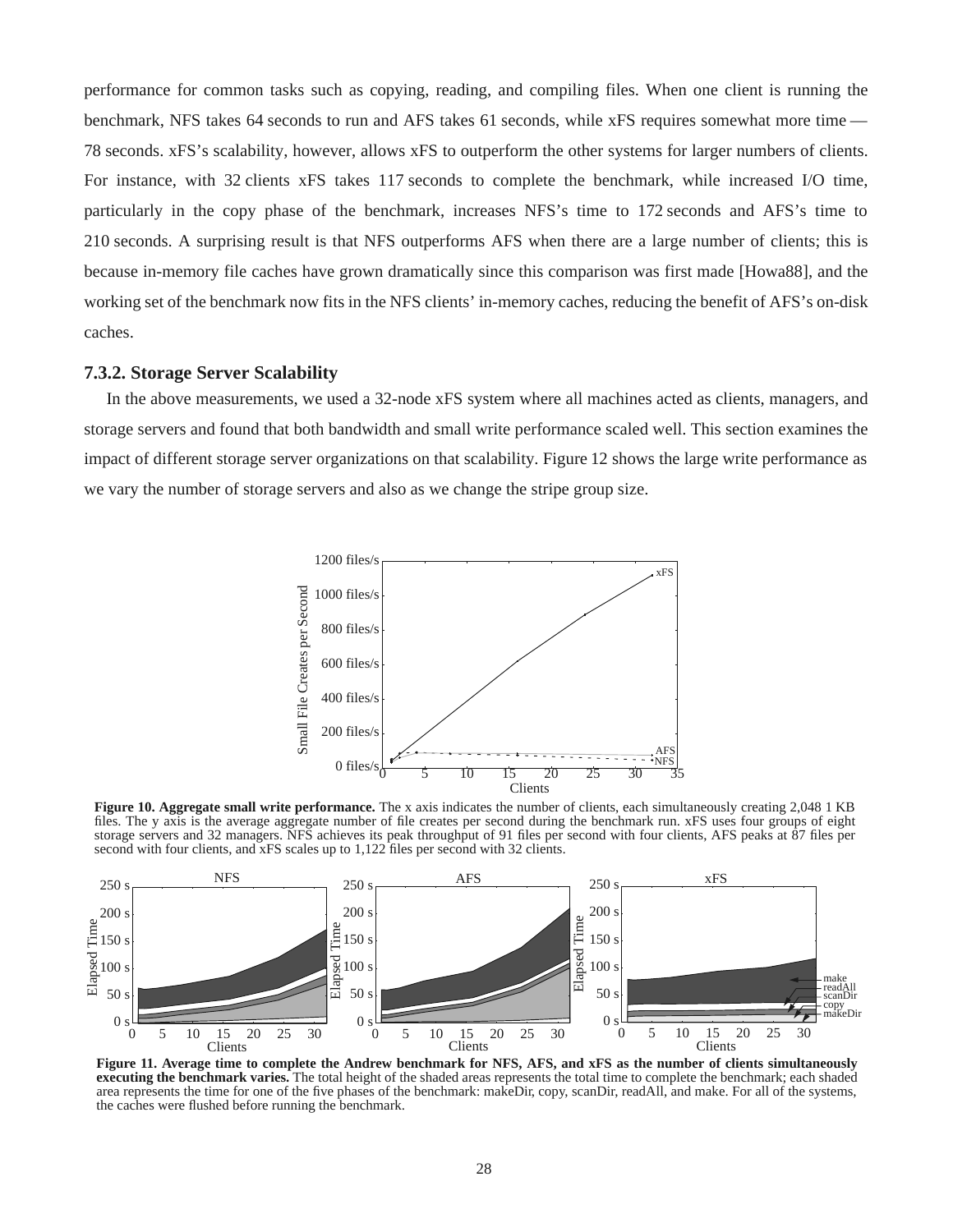performance for common tasks such as copying, reading, and compiling files. When one client is running the benchmark, NFS takes 64 seconds to run and AFS takes 61 seconds, while xFS requires somewhat more time — 78 seconds. xFS's scalability, however, allows xFS to outperform the other systems for larger numbers of clients. For instance, with 32 clients xFS takes 117 seconds to complete the benchmark, while increased I/O time, particularly in the copy phase of the benchmark, increases NFS's time to 172 seconds and AFS's time to 210 seconds. A surprising result is that NFS outperforms AFS when there are a large number of clients; this is because in-memory file caches have grown dramatically since this comparison was first made [Howa88], and the working set of the benchmark now fits in the NFS clients' in-memory caches, reducing the benefit of AFS's on-disk caches.

### 7.3.2. Storage Server Scalability

In the above measurements, we used a 32-node xFS system where all machines acted as clients, managers, and storage servers and found that both bandwidth and small write performance scaled well. This section examines the impact of different storage server organizations on that scalability. Figure 12 shows the large write performance as we vary the number of storage servers and also as we change the stripe group size.

**Figure 10. Aggregate small write performance.** The x axis indicates the number of clients, each simultaneously creating 2,048 1 KB files. The y axis is the average aggregate number of file creates per second during the benchmark run. xFS uses four groups of eight storage servers and 32 managers. NFS achieves its peak throughput of 91 files per second with four clients, AFS peaks at 87 files per second with four clients, and xFS scales up to 1,122 files per second with 32 clients.

**Figure 11. Average time to complete the Andrew benchmark for NFS, AFS, and xFS as the number of clients simultaneously executing the benchmark varies.** The total height of the shaded areas represents the total time to complete the benchmark; each shaded area represents the time for one of the five phases of the benchmark: makeDir, copy, scanDir, readAll, and make. For all of the systems, the caches were flushed before running the benchmark.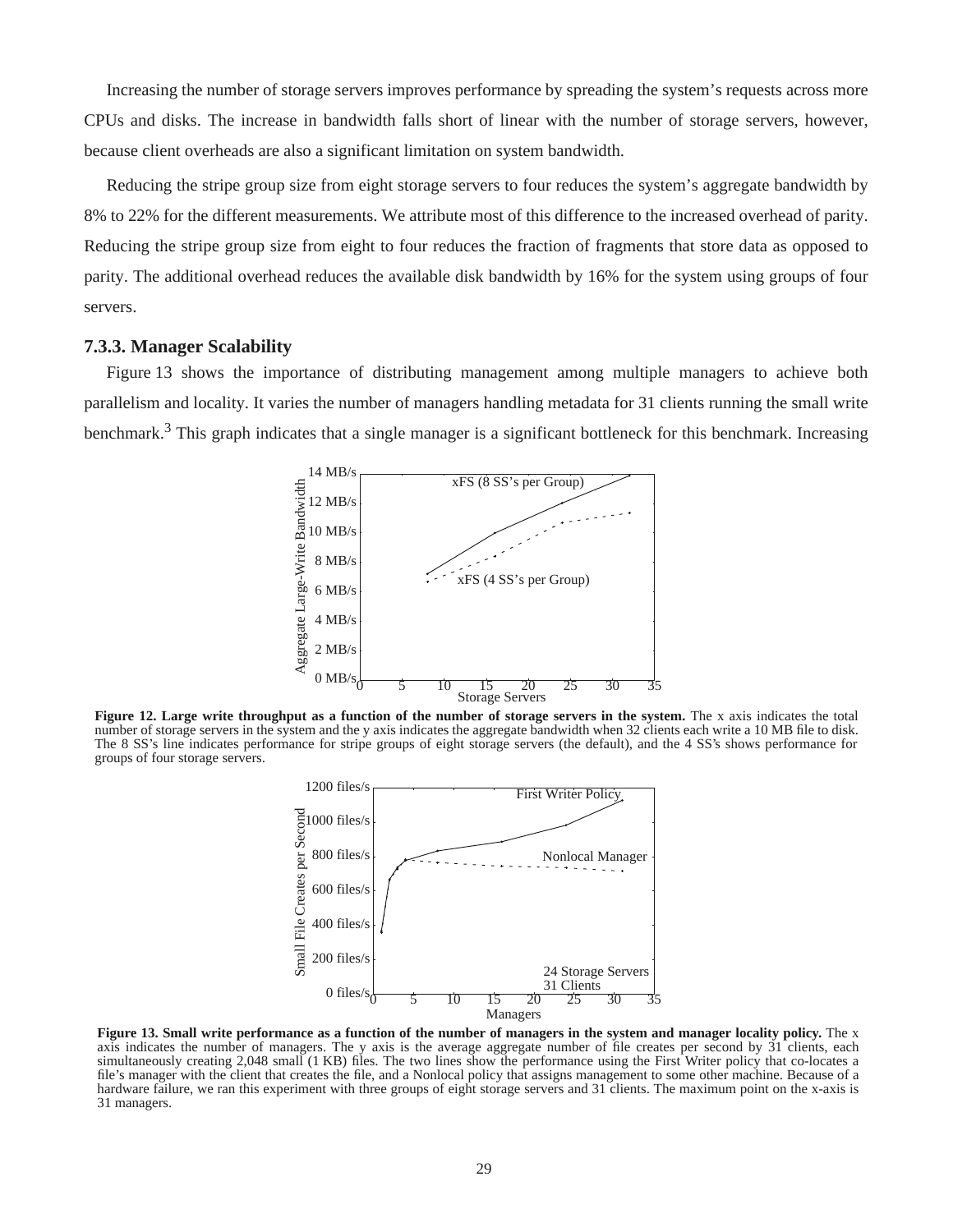Increasing the number of storage servers improves performance by spreading the system's requests across more CPUs and disks. The increase in bandwidth falls short of linear with the number of storage servers, however, because client overheads are also a significant limitation on system bandwidth.

Reducing the stripe group size from eight storage servers to four reduces the system's aggregate bandwidth by 8% to 22% for the different measurements. We attribute most of this difference to the increased overhead of parity. Reducing the stripe group size from eight to four reduces the fraction of fragments that store data as opposed to parity. The additional overhead reduces the available disk bandwidth by 16% for the system using groups of four servers.

### 7.3.3. Manager Scalability

Figure 13 shows the importance of distributing management among multiple managers to achieve both parallelism and locality. It varies the number of managers handling metadata for 31 clients running the small write benchmark.[3] This graph indicates that a single manager is a significant bottleneck for this benchmark. Increasing

**Figure 12. Large write throughput as a function of the number of storage servers in the system.** The x axis indicates the total number of storage servers in the system and the y axis indicates the aggregate bandwidth when 32 clients each write a 10 MB file to disk. The 8 SS's line indicates performance for stripe groups of eight storage servers (the default), and the 4 SS's shows performance for groups of four storage servers.

**Figure 13. Small write performance as a function of the number of managers in the system and manager locality policy.** The x axis indicates the number of managers. The y axis is the average aggregate number of file creates per second by 31 clients, each simultaneously creating 2,048 small (1 KB) files. The two lines show the performance using the First Writer policy that co-locates a file's manager with the client that creates the file, and a Nonlocal policy that assigns management to some other machine. Because of a hardware failure, we ran this experiment with three groups of eight storage servers and 31 clients. The maximum point on the x-axis is 31 managers.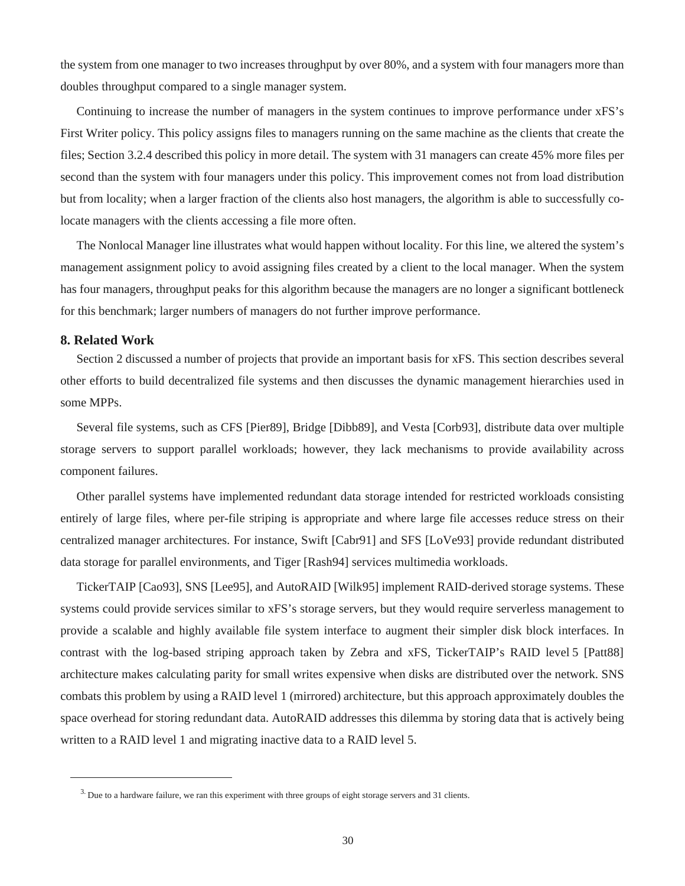the system from one manager to two increases throughput by over 80%, and a system with four managers more than doubles throughput compared to a single manager system.

Continuing to increase the number of managers in the system continues to improve performance under xFS's First Writer policy. This policy assigns files to managers running on the same machine as the clients that create the files; Section 3.2.4 described this policy in more detail. The system with 31 managers can create 45% more files per second than the system with four managers under this policy. This improvement comes not from load distribution but from locality; when a larger fraction of the clients also host managers, the algorithm is able to successfully co-locate managers with the clients accessing a file more often.

The Nonlocal Manager line illustrates what would happen without locality. For this line, we altered the system's management assignment policy to avoid assigning files created by a client to the local manager. When the system has four managers, throughput peaks for this algorithm because the managers are no longer a significant bottleneck for this benchmark; larger numbers of managers do not further improve performance.

## 8. Related Work

Section 2 discussed a number of projects that provide an important basis for xFS. This section describes several other efforts to build decentralized file systems and then discusses the dynamic management hierarchies used in some MPPs.

Several file systems, such as CFS [Pier89], Bridge [Dibb89], and Vesta [Corb93], distribute data over multiple storage servers to support parallel workloads; however, they lack mechanisms to provide availability across component failures.

Other parallel systems have implemented redundant data storage intended for restricted workloads consisting entirely of large files, where per-file striping is appropriate and where large file accesses reduce stress on their centralized manager architectures. For instance, Swift [Cabr91] and SFS [LoVe93] provide redundant distributed data storage for parallel environments, and Tiger [Rash94] services multimedia workloads.

TickerTAIP [Cao93], SNS [Lee95], and AutoRAID [Wilk95] implement RAID-derived storage systems. These systems could provide services similar to xFS's storage servers, but they would require serverless management to provide a scalable and highly available file system interface to augment their simpler disk block interfaces. In contrast with the log-based striping approach taken by Zebra and xFS, TickerTAIP's RAID level 5 [Patt88] architecture makes calculating parity for small writes expensive when disks are distributed over the network. SNS combats this problem by using a RAID level 1 (mirrored) architecture, but this approach approximately doubles the space overhead for storing redundant data. AutoRAID addresses this dilemma by storing data that is actively being written to a RAID level 1 and migrating inactive data to a RAID level 5.

---

[3] Due to a hardware failure, we ran this experiment with three groups of eight storage servers and 31 clients.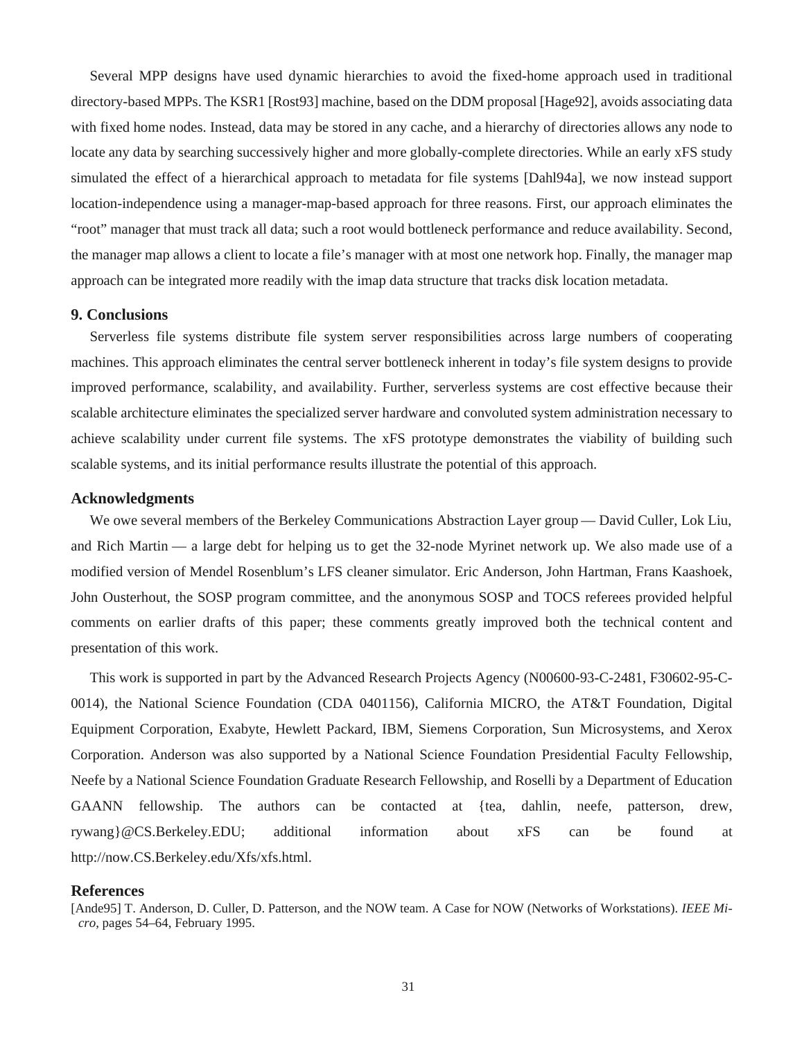Several MPP designs have used dynamic hierarchies to avoid the fixed-home approach used in traditional directory-based MPPs. The KSR1 [Rost93] machine, based on the DDM proposal [Hage92], avoids associating data with fixed home nodes. Instead, data may be stored in any cache, and a hierarchy of directories allows any node to locate any data by searching successively higher and more globally-complete directories. While an early xFS study simulated the effect of a hierarchical approach to metadata for file systems [Dahl94a], we now instead support location-independence using a manager-map-based approach for three reasons. First, our approach eliminates the "root" manager that must track all data; such a root would bottleneck performance and reduce availability. Second, the manager map allows a client to locate a file's manager with at most one network hop. Finally, the manager map approach can be integrated more readily with the imap data structure that tracks disk location metadata.

## 9. Conclusions

Serverless file systems distribute file system server responsibilities across large numbers of cooperating machines. This approach eliminates the central server bottleneck inherent in today's file system designs to provide improved performance, scalability, and availability. Further, serverless systems are cost effective because their scalable architecture eliminates the specialized server hardware and convoluted system administration necessary to achieve scalability under current file systems. The xFS prototype demonstrates the viability of building such scalable systems, and its initial performance results illustrate the potential of this approach.

## Acknowledgments

We owe several members of the Berkeley Communications Abstraction Layer group — David Culler, Lok Liu, and Rich Martin — a large debt for helping us to get the 32-node Myrinet network up. We also made use of a modified version of Mendel Rosenblum's LFS cleaner simulator. Eric Anderson, John Hartman, Frans Kaashoek, John Ousterhout, the SOSP program committee, and the anonymous SOSP and TOCS referees provided helpful comments on earlier drafts of this paper; these comments greatly improved both the technical content and presentation of this work.

This work is supported in part by the Advanced Research Projects Agency (N00600-93-C-2481, F30602-95-C-0014), the National Science Foundation (CDA 0401156), California MICRO, the AT&T Foundation, Digital Equipment Corporation, Exabyte, Hewlett Packard, IBM, Siemens Corporation, Sun Microsystems, and Xerox Corporation. Anderson was also supported by a National Science Foundation Presidential Faculty Fellowship, Neefe by a National Science Foundation Graduate Research Fellowship, and Roselli by a Department of Education GAANN fellowship. The authors can be contacted at {tea, dahlin, neefe, patterson, drew, rywang}@CS.Berkeley.EDU; additional information about xFS can be found at http://now.CS.Berkeley.edu/Xfs/xfs.html.

## References

[Ande95] T. Anderson, D. Culler, D. Patterson, and the NOW team. A Case for NOW (Networks of Workstations). *IEEE Micro*, pages 54–64, February 1995.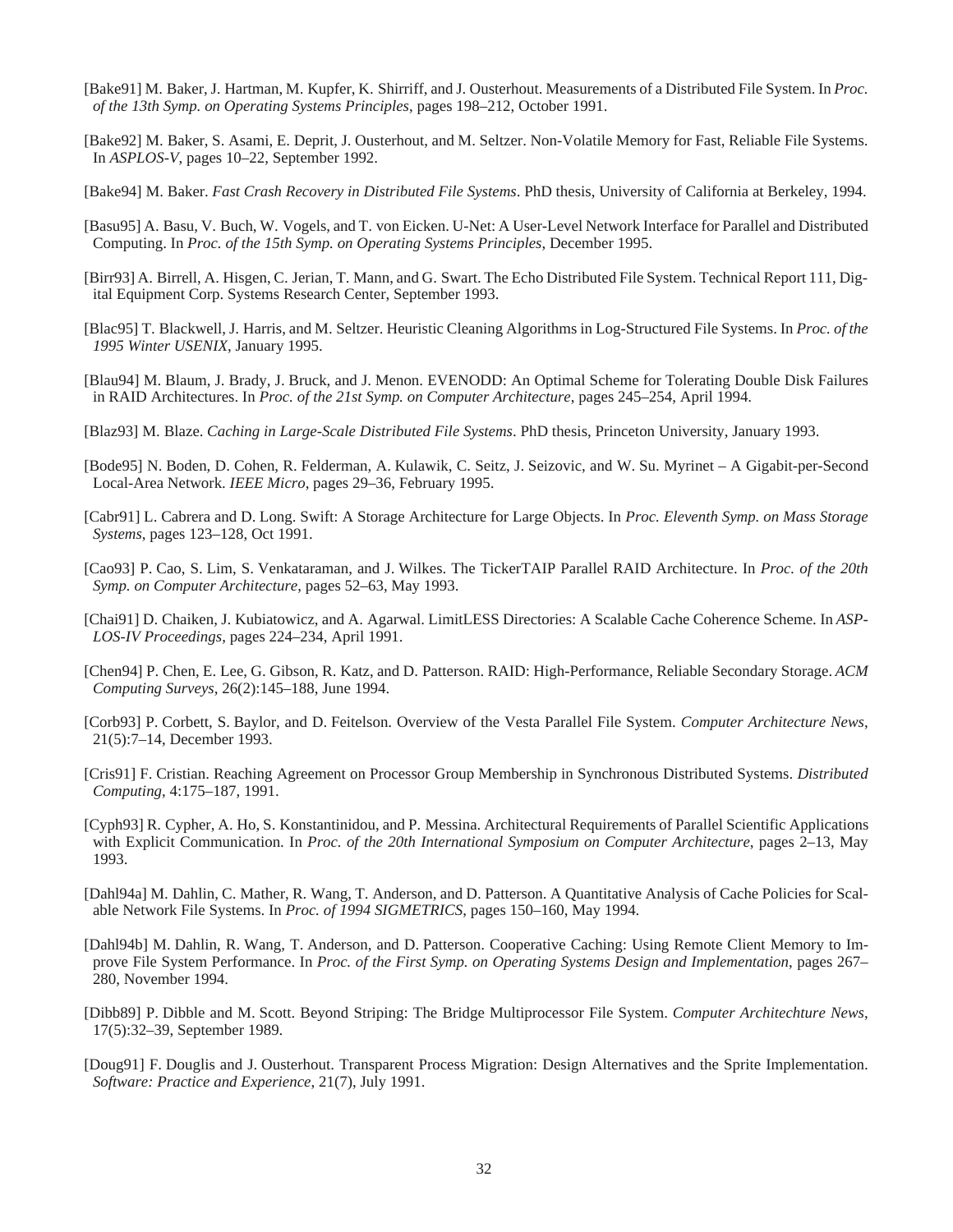[Bake91] M. Baker, J. Hartman, M. Kupfer, K. Shirriff, and J. Ousterhout. Measurements of a Distributed File System. In *Proc. of the 13th Symp. on Operating Systems Principles*, pages 198–212, October 1991.

[Bake92] M. Baker, S. Asami, E. Deprit, J. Ousterhout, and M. Seltzer. Non-Volatile Memory for Fast, Reliable File Systems. In *ASPLOS-V*, pages 10–22, September 1992.

[Bake94] M. Baker. *Fast Crash Recovery in Distributed File Systems*. PhD thesis, University of California at Berkeley, 1994.

[Basu95] A. Basu, V. Buch, W. Vogels, and T. von Eicken. U-Net: A User-Level Network Interface for Parallel and Distributed Computing. In *Proc. of the 15th Symp. on Operating Systems Principles*, December 1995.

[Birr93] A. Birrell, A. Hisgen, C. Jerian, T. Mann, and G. Swart. The Echo Distributed File System. Technical Report 111, Digital Equipment Corp. Systems Research Center, September 1993.

[Blac95] T. Blackwell, J. Harris, and M. Seltzer. Heuristic Cleaning Algorithms in Log-Structured File Systems. In *Proc. of the 1995 Winter USENIX*, January 1995.

[Blau94] M. Blaum, J. Brady, J. Bruck, and J. Menon. EVENODD: An Optimal Scheme for Tolerating Double Disk Failures in RAID Architectures. In *Proc. of the 21st Symp. on Computer Architecture*, pages 245–254, April 1994.

[Blaz93] M. Blaze. *Caching in Large-Scale Distributed File Systems*. PhD thesis, Princeton University, January 1993.

[Bode95] N. Boden, D. Cohen, R. Felderman, A. Kulawik, C. Seitz, J. Seizovic, and W. Su. Myrinet – A Gigabit-per-Second Local-Area Network. *IEEE Micro*, pages 29–36, February 1995.

[Cabr91] L. Cabrera and D. Long. Swift: A Storage Architecture for Large Objects. In *Proc. Eleventh Symp. on Mass Storage Systems*, pages 123–128, Oct 1991.

[Cao93] P. Cao, S. Lim, S. Venkataraman, and J. Wilkes. The TickerTAIP Parallel RAID Architecture. In *Proc. of the 20th Symp. on Computer Architecture*, pages 52–63, May 1993.

[Chai91] D. Chaiken, J. Kubiatowicz, and A. Agarwal. LimitLESS Directories: A Scalable Cache Coherence Scheme. In *ASPLOS-IV Proceedings*, pages 224–234, April 1991.

[Chen94] P. Chen, E. Lee, G. Gibson, R. Katz, and D. Patterson. RAID: High-Performance, Reliable Secondary Storage. *ACM Computing Surveys*, 26(2):145–188, June 1994.

[Corb93] P. Corbett, S. Baylor, and D. Feitelson. Overview of the Vesta Parallel File System. *Computer Architecture News*, 21(5):7–14, December 1993.

[Cris91] F. Cristian. Reaching Agreement on Processor Group Membership in Synchronous Distributed Systems. *Distributed Computing*, 4:175–187, 1991.

[Cyph93] R. Cypher, A. Ho, S. Konstantinidou, and P. Messina. Architectural Requirements of Parallel Scientific Applications with Explicit Communication. In *Proc. of the 20th International Symposium on Computer Architecture*, pages 2–13, May 1993.

[Dahl94a] M. Dahlin, C. Mather, R. Wang, T. Anderson, and D. Patterson. A Quantitative Analysis of Cache Policies for Scalable Network File Systems. In *Proc. of 1994 SIGMETRICS*, pages 150–160, May 1994.

[Dahl94b] M. Dahlin, R. Wang, T. Anderson, and D. Patterson. Cooperative Caching: Using Remote Client Memory to Improve File System Performance. In *Proc. of the First Symp. on Operating Systems Design and Implementation*, pages 267–280, November 1994.

[Dibb89] P. Dibble and M. Scott. Beyond Striping: The Bridge Multiprocessor File System. *Computer Architechture News*, 17(5):32–39, September 1989.

[Doug91] F. Douglis and J. Ousterhout. Transparent Process Migration: Design Alternatives and the Sprite Implementation. *Software: Practice and Experience*, 21(7), July 1991.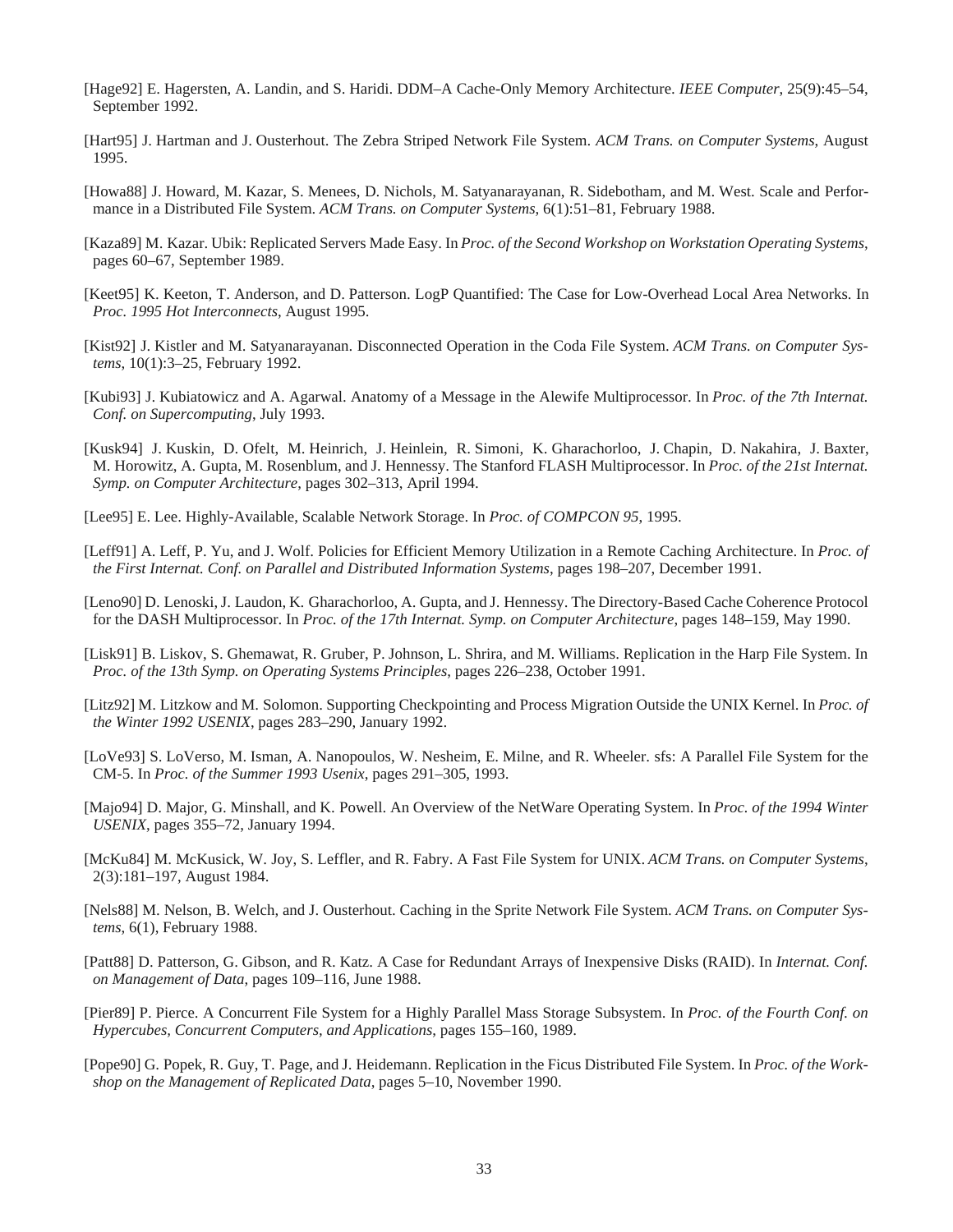[Hage92] E. Hagersten, A. Landin, and S. Haridi. DDM–A Cache-Only Memory Architecture. *IEEE Computer*, 25(9):45–54, September 1992.

[Hart95] J. Hartman and J. Ousterhout. The Zebra Striped Network File System. *ACM Trans. on Computer Systems*, August 1995.

[Howa88] J. Howard, M. Kazar, S. Menees, D. Nichols, M. Satyanarayanan, R. Sidebotham, and M. West. Scale and Performance in a Distributed File System. *ACM Trans. on Computer Systems*, 6(1):51–81, February 1988.

[Kaza89] M. Kazar. Ubik: Replicated Servers Made Easy. In *Proc. of the Second Workshop on Workstation Operating Systems*, pages 60–67, September 1989.

[Keet95] K. Keeton, T. Anderson, and D. Patterson. LogP Quantified: The Case for Low-Overhead Local Area Networks. In *Proc. 1995 Hot Interconnects*, August 1995.

[Kist92] J. Kistler and M. Satyanarayanan. Disconnected Operation in the Coda File System. *ACM Trans. on Computer Systems*, 10(1):3–25, February 1992.

[Kubi93] J. Kubiatowicz and A. Agarwal. Anatomy of a Message in the Alewife Multiprocessor. In *Proc. of the 7th Internat. Conf. on Supercomputing*, July 1993.

[Kusk94] J. Kuskin, D. Ofelt, M. Heinrich, J. Heinlein, R. Simoni, K. Gharachorloo, J. Chapin, D. Nakahira, J. Baxter, M. Horowitz, A. Gupta, M. Rosenblum, and J. Hennessy. The Stanford FLASH Multiprocessor. In *Proc. of the 21st Internat. Symp. on Computer Architecture*, pages 302–313, April 1994.

[Lee95] E. Lee. Highly-Available, Scalable Network Storage. In *Proc. of COMPCON 95*, 1995.

[Leff91] A. Leff, P. Yu, and J. Wolf. Policies for Efficient Memory Utilization in a Remote Caching Architecture. In *Proc. of the First Internat. Conf. on Parallel and Distributed Information Systems*, pages 198–207, December 1991.

[Leno90] D. Lenoski, J. Laudon, K. Gharachorloo, A. Gupta, and J. Hennessy. The Directory-Based Cache Coherence Protocol for the DASH Multiprocessor. In *Proc. of the 17th Internat. Symp. on Computer Architecture*, pages 148–159, May 1990.

[Lisk91] B. Liskov, S. Ghemawat, R. Gruber, P. Johnson, L. Shrira, and M. Williams. Replication in the Harp File System. In *Proc. of the 13th Symp. on Operating Systems Principles*, pages 226–238, October 1991.

[Litz92] M. Litzkow and M. Solomon. Supporting Checkpointing and Process Migration Outside the UNIX Kernel. In *Proc. of the Winter 1992 USENIX*, pages 283–290, January 1992.

[LoVe93] S. LoVerso, M. Isman, A. Nanopoulos, W. Nesheim, E. Milne, and R. Wheeler. sfs: A Parallel File System for the CM-5. In *Proc. of the Summer 1993 Usenix*, pages 291–305, 1993.

[Majo94] D. Major, G. Minshall, and K. Powell. An Overview of the NetWare Operating System. In *Proc. of the 1994 Winter USENIX*, pages 355–72, January 1994.

[McKu84] M. McKusick, W. Joy, S. Leffler, and R. Fabry. A Fast File System for UNIX. *ACM Trans. on Computer Systems*, 2(3):181–197, August 1984.

[Nels88] M. Nelson, B. Welch, and J. Ousterhout. Caching in the Sprite Network File System. *ACM Trans. on Computer Systems*, 6(1), February 1988.

[Patt88] D. Patterson, G. Gibson, and R. Katz. A Case for Redundant Arrays of Inexpensive Disks (RAID). In *Internat. Conf. on Management of Data*, pages 109–116, June 1988.

[Pier89] P. Pierce. A Concurrent File System for a Highly Parallel Mass Storage Subsystem. In *Proc. of the Fourth Conf. on Hypercubes, Concurrent Computers, and Applications*, pages 155–160, 1989.

[Pope90] G. Popek, R. Guy, T. Page, and J. Heidemann. Replication in the Ficus Distributed File System. In *Proc. of the Workshop on the Management of Replicated Data*, pages 5–10, November 1990.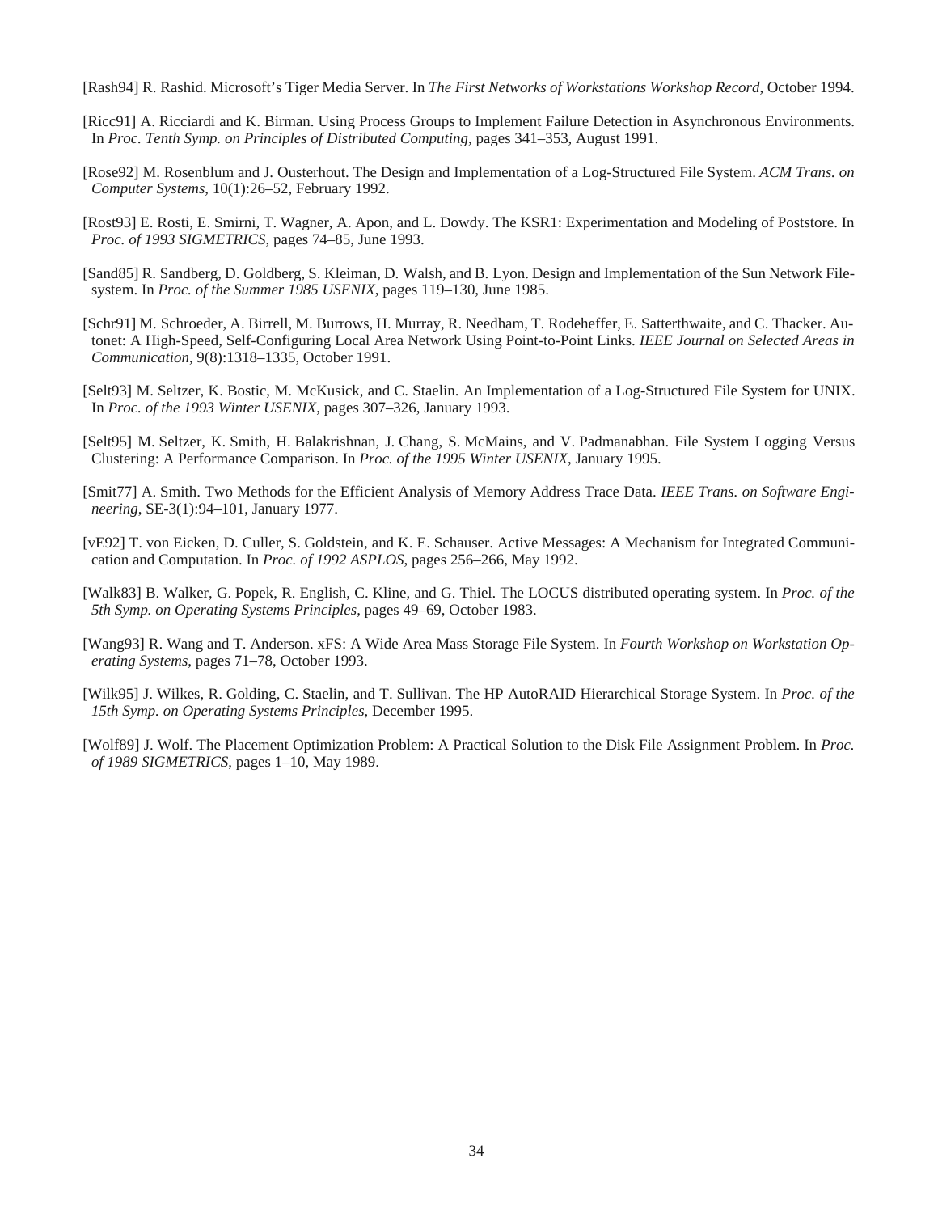[Rash94] R. Rashid. Microsoft's Tiger Media Server. In *The First Networks of Workstations Workshop Record*, October 1994.

[Ricc91] A. Ricciardi and K. Birman. Using Process Groups to Implement Failure Detection in Asynchronous Environments. In *Proc. Tenth Symp. on Principles of Distributed Computing*, pages 341–353, August 1991.

[Rose92] M. Rosenblum and J. Ousterhout. The Design and Implementation of a Log-Structured File System. *ACM Trans. on Computer Systems*, 10(1):26–52, February 1992.

[Rost93] E. Rosti, E. Smirni, T. Wagner, A. Apon, and L. Dowdy. The KSR1: Experimentation and Modeling of Poststore. In *Proc. of 1993 SIGMETRICS*, pages 74–85, June 1993.

[Sand85] R. Sandberg, D. Goldberg, S. Kleiman, D. Walsh, and B. Lyon. Design and Implementation of the Sun Network Filesystem. In *Proc. of the Summer 1985 USENIX*, pages 119–130, June 1985.

[Schr91] M. Schroeder, A. Birrell, M. Burrows, H. Murray, R. Needham, T. Rodeheffer, E. Satterthwaite, and C. Thacker. Autonet: A High-Speed, Self-Configuring Local Area Network Using Point-to-Point Links. *IEEE Journal on Selected Areas in Communication*, 9(8):1318–1335, October 1991.

[Selt93] M. Seltzer, K. Bostic, M. McKusick, and C. Staelin. An Implementation of a Log-Structured File System for UNIX. In *Proc. of the 1993 Winter USENIX*, pages 307–326, January 1993.

[Selt95] M. Seltzer, K. Smith, H. Balakrishnan, J. Chang, S. McMains, and V. Padmanabhan. File System Logging Versus Clustering: A Performance Comparison. In *Proc. of the 1995 Winter USENIX*, January 1995.

[Smit77] A. Smith. Two Methods for the Efficient Analysis of Memory Address Trace Data. *IEEE Trans. on Software Engineering*, SE-3(1):94–101, January 1977.

[vE92] T. von Eicken, D. Culler, S. Goldstein, and K. E. Schauser. Active Messages: A Mechanism for Integrated Communication and Computation. In *Proc. of 1992 ASPLOS*, pages 256–266, May 1992.

[Walk83] B. Walker, G. Popek, R. English, C. Kline, and G. Thiel. The LOCUS distributed operating system. In *Proc. of the 5th Symp. on Operating Systems Principles*, pages 49–69, October 1983.

[Wang93] R. Wang and T. Anderson. xFS: A Wide Area Mass Storage File System. In *Fourth Workshop on Workstation Operating Systems*, pages 71–78, October 1993.

[Wilk95] J. Wilkes, R. Golding, C. Staelin, and T. Sullivan. The HP AutoRAID Hierarchical Storage System. In *Proc. of the 15th Symp. on Operating Systems Principles*, December 1995.

[Wolf89] J. Wolf. The Placement Optimization Problem: A Practical Solution to the Disk File Assignment Problem. In *Proc. of 1989 SIGMETRICS*, pages 1–10, May 1989.